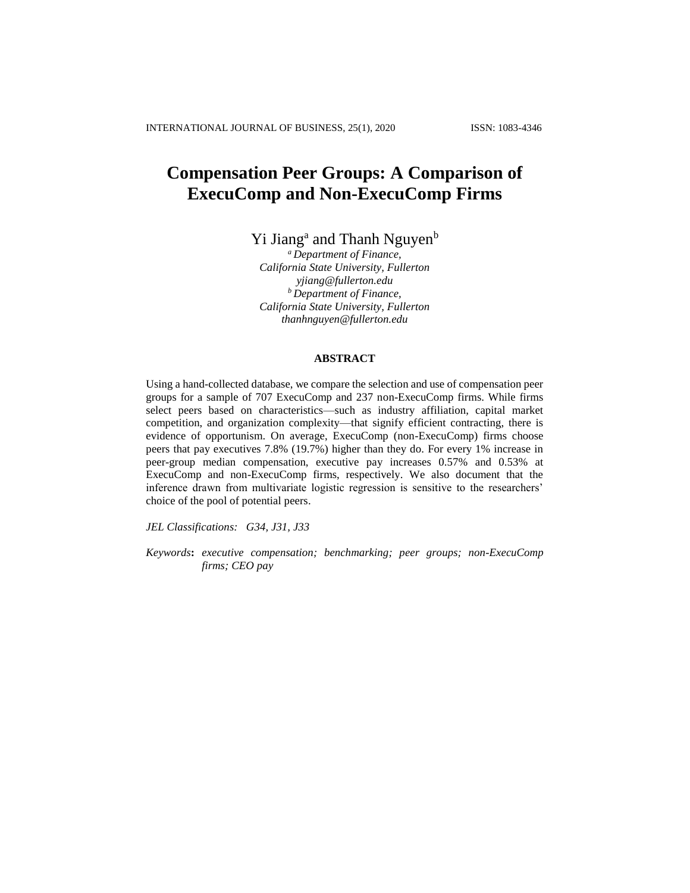# Compensation Peer Groups: A Comparison of ExecuComp and Non-ExecuComp Firms

Yi Jiang[a] and Thanh Nguyen[b]

[a] *Department of Finance,*
*California State University, Fullerton*
*yjiang@fullerton.edu*

[b] *Department of Finance,*
*California State University, Fullerton*
*thanhnguyen@fullerton.edu*

## ABSTRACT

Using a hand-collected database, we compare the selection and use of compensation peer groups for a sample of 707 ExecuComp and 237 non-ExecuComp firms. While firms select peers based on characteristics—such as industry affiliation, capital market competition, and organization complexity—that signify efficient contracting, there is evidence of opportunism. On average, ExecuComp (non-ExecuComp) firms choose peers that pay executives 7.8% (19.7%) higher than they do. For every 1% increase in peer-group median compensation, executive pay increases 0.57% and 0.53% at ExecuComp and non-ExecuComp firms, respectively. We also document that the inference drawn from multivariate logistic regression is sensitive to the researchers' choice of the pool of potential peers.

*JEL Classifications: G34, J31, J33*

*Keywords*: *executive compensation; benchmarking; peer groups; non-ExecuComp firms; CEO pay*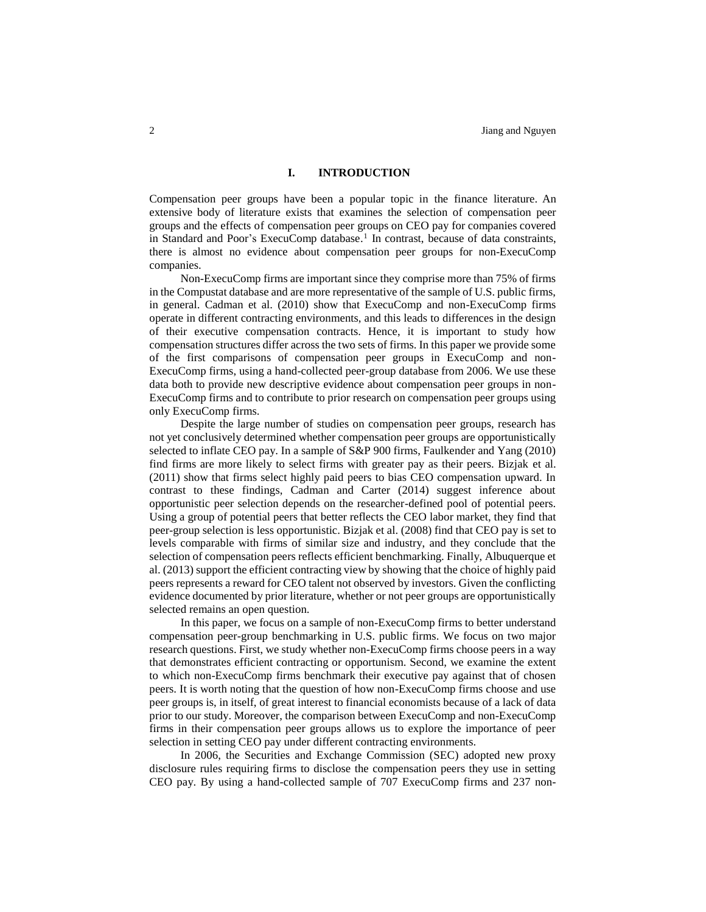# I. INTRODUCTION

Compensation peer groups have been a popular topic in the finance literature. An extensive body of literature exists that examines the selection of compensation peer groups and the effects of compensation peer groups on CEO pay for companies covered in Standard and Poor's ExecuComp database.[1] In contrast, because of data constraints, there is almost no evidence about compensation peer groups for non-ExecuComp companies.

Non-ExecuComp firms are important since they comprise more than 75% of firms in the Compustat database and are more representative of the sample of U.S. public firms, in general. Cadman et al. (2010) show that ExecuComp and non-ExecuComp firms operate in different contracting environments, and this leads to differences in the design of their executive compensation contracts. Hence, it is important to study how compensation structures differ across the two sets of firms. In this paper we provide some of the first comparisons of compensation peer groups in ExecuComp and non-ExecuComp firms, using a hand-collected peer-group database from 2006. We use these data both to provide new descriptive evidence about compensation peer groups in non-ExecuComp firms and to contribute to prior research on compensation peer groups using only ExecuComp firms.

Despite the large number of studies on compensation peer groups, research has not yet conclusively determined whether compensation peer groups are opportunistically selected to inflate CEO pay. In a sample of S&P 900 firms, Faulkender and Yang (2010) find firms are more likely to select firms with greater pay as their peers. Bizjak et al. (2011) show that firms select highly paid peers to bias CEO compensation upward. In contrast to these findings, Cadman and Carter (2014) suggest inference about opportunistic peer selection depends on the researcher-defined pool of potential peers. Using a group of potential peers that better reflects the CEO labor market, they find that peer-group selection is less opportunistic. Bizjak et al. (2008) find that CEO pay is set to levels comparable with firms of similar size and industry, and they conclude that the selection of compensation peers reflects efficient benchmarking. Finally, Albuquerque et al. (2013) support the efficient contracting view by showing that the choice of highly paid peers represents a reward for CEO talent not observed by investors. Given the conflicting evidence documented by prior literature, whether or not peer groups are opportunistically selected remains an open question.

In this paper, we focus on a sample of non-ExecuComp firms to better understand compensation peer-group benchmarking in U.S. public firms. We focus on two major research questions. First, we study whether non-ExecuComp firms choose peers in a way that demonstrates efficient contracting or opportunism. Second, we examine the extent to which non-ExecuComp firms benchmark their executive pay against that of chosen peers. It is worth noting that the question of how non-ExecuComp firms choose and use peer groups is, in itself, of great interest to financial economists because of a lack of data prior to our study. Moreover, the comparison between ExecuComp and non-ExecuComp firms in their compensation peer groups allows us to explore the importance of peer selection in setting CEO pay under different contracting environments.

In 2006, the Securities and Exchange Commission (SEC) adopted new proxy disclosure rules requiring firms to disclose the compensation peers they use in setting CEO pay. By using a hand-collected sample of 707 ExecuComp firms and 237 non-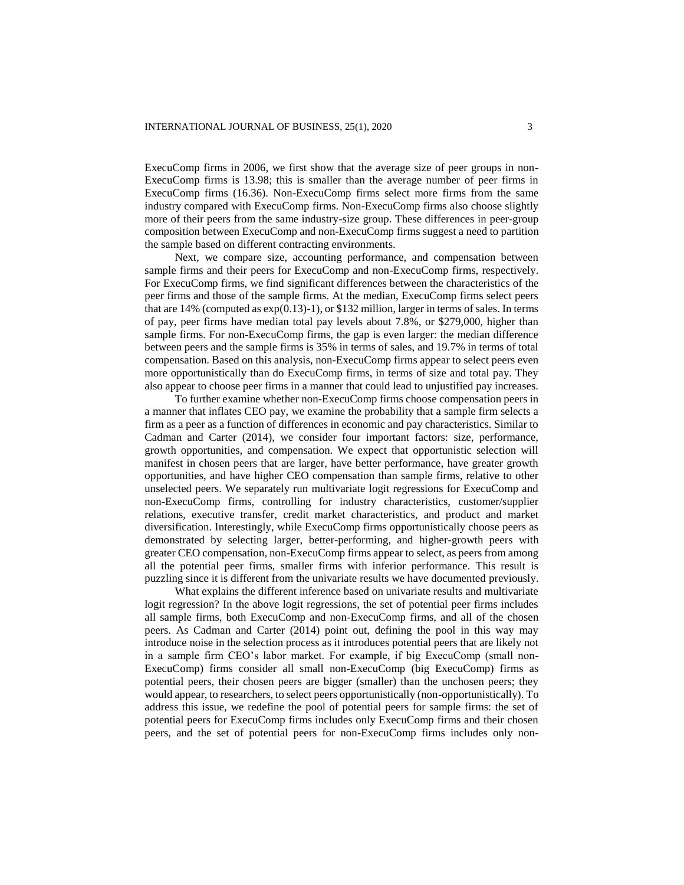ExecuComp firms in 2006, we first show that the average size of peer groups in non-ExecuComp firms is 13.98; this is smaller than the average number of peer firms in ExecuComp firms (16.36). Non-ExecuComp firms select more firms from the same industry compared with ExecuComp firms. Non-ExecuComp firms also choose slightly more of their peers from the same industry-size group. These differences in peer-group composition between ExecuComp and non-ExecuComp firms suggest a need to partition the sample based on different contracting environments.

Next, we compare size, accounting performance, and compensation between sample firms and their peers for ExecuComp and non-ExecuComp firms, respectively. For ExecuComp firms, we find significant differences between the characteristics of the peer firms and those of the sample firms. At the median, ExecuComp firms select peers that are 14% (computed as exp(0.13)-1), or \$132 million, larger in terms of sales. In terms of pay, peer firms have median total pay levels about 7.8%, or \$279,000, higher than sample firms. For non-ExecuComp firms, the gap is even larger: the median difference between peers and the sample firms is 35% in terms of sales, and 19.7% in terms of total compensation. Based on this analysis, non-ExecuComp firms appear to select peers even more opportunistically than do ExecuComp firms, in terms of size and total pay. They also appear to choose peer firms in a manner that could lead to unjustified pay increases.

To further examine whether non-ExecuComp firms choose compensation peers in a manner that inflates CEO pay, we examine the probability that a sample firm selects a firm as a peer as a function of differences in economic and pay characteristics. Similar to Cadman and Carter (2014), we consider four important factors: size, performance, growth opportunities, and compensation. We expect that opportunistic selection will manifest in chosen peers that are larger, have better performance, have greater growth opportunities, and have higher CEO compensation than sample firms, relative to other unselected peers. We separately run multivariate logit regressions for ExecuComp and non-ExecuComp firms, controlling for industry characteristics, customer/supplier relations, executive transfer, credit market characteristics, and product and market diversification. Interestingly, while ExecuComp firms opportunistically choose peers as demonstrated by selecting larger, better-performing, and higher-growth peers with greater CEO compensation, non-ExecuComp firms appear to select, as peers from among all the potential peer firms, smaller firms with inferior performance. This result is puzzling since it is different from the univariate results we have documented previously.

What explains the different inference based on univariate results and multivariate logit regression? In the above logit regressions, the set of potential peer firms includes all sample firms, both ExecuComp and non-ExecuComp firms, and all of the chosen peers. As Cadman and Carter (2014) point out, defining the pool in this way may introduce noise in the selection process as it introduces potential peers that are likely not in a sample firm CEO's labor market. For example, if big ExecuComp (small non-ExecuComp) firms consider all small non-ExecuComp (big ExecuComp) firms as potential peers, their chosen peers are bigger (smaller) than the unchosen peers; they would appear, to researchers, to select peers opportunistically (non-opportunistically). To address this issue, we redefine the pool of potential peers for sample firms: the set of potential peers for ExecuComp firms includes only ExecuComp firms and their chosen peers, and the set of potential peers for non-ExecuComp firms includes only non-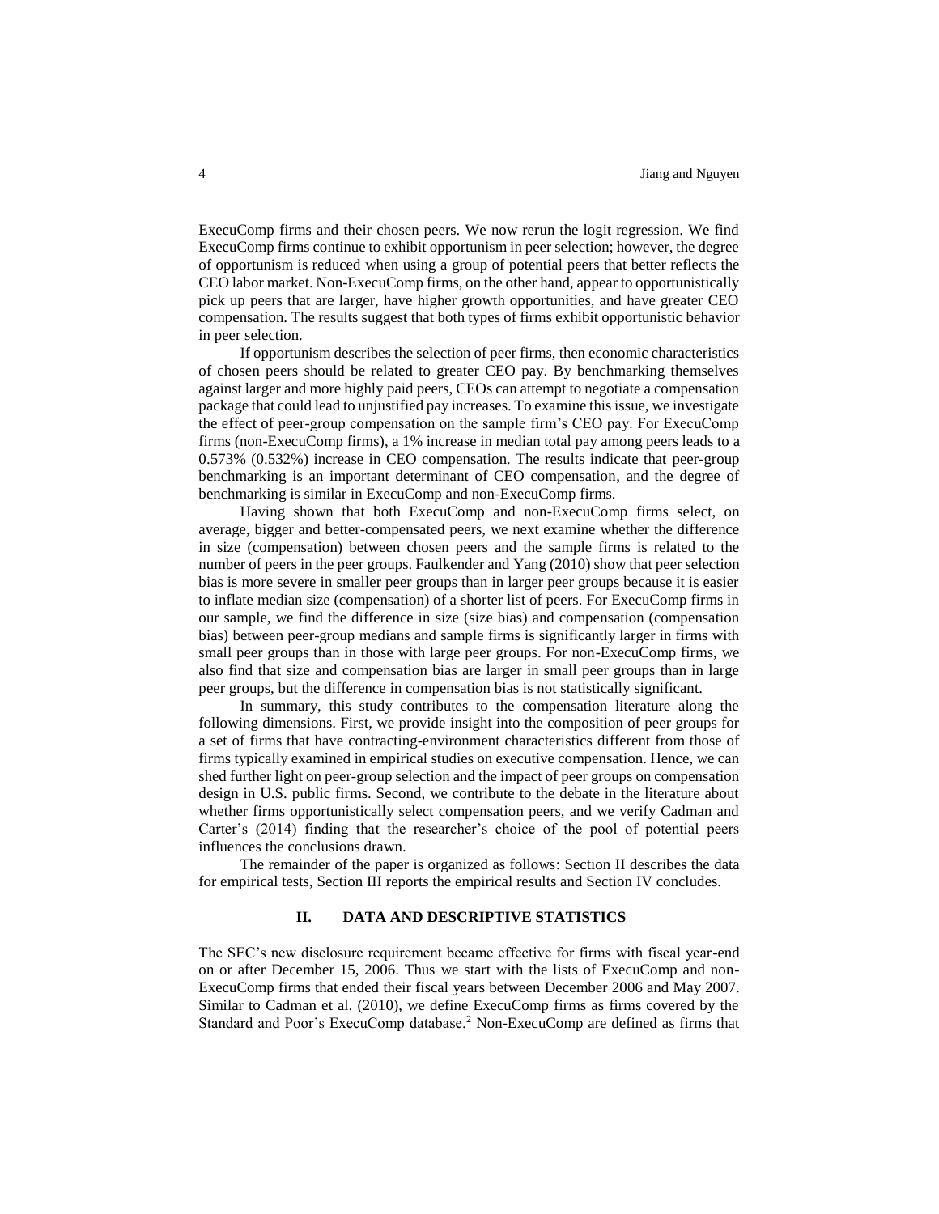ExecuComp firms and their chosen peers. We now rerun the logit regression. We find ExecuComp firms continue to exhibit opportunism in peer selection; however, the degree of opportunism is reduced when using a group of potential peers that better reflects the CEO labor market. Non-ExecuComp firms, on the other hand, appear to opportunistically pick up peers that are larger, have higher growth opportunities, and have greater CEO compensation. The results suggest that both types of firms exhibit opportunistic behavior in peer selection.

If opportunism describes the selection of peer firms, then economic characteristics of chosen peers should be related to greater CEO pay. By benchmarking themselves against larger and more highly paid peers, CEOs can attempt to negotiate a compensation package that could lead to unjustified pay increases. To examine this issue, we investigate the effect of peer-group compensation on the sample firm's CEO pay. For ExecuComp firms (non-ExecuComp firms), a 1% increase in median total pay among peers leads to a 0.573% (0.532%) increase in CEO compensation. The results indicate that peer-group benchmarking is an important determinant of CEO compensation, and the degree of benchmarking is similar in ExecuComp and non-ExecuComp firms.

Having shown that both ExecuComp and non-ExecuComp firms select, on average, bigger and better-compensated peers, we next examine whether the difference in size (compensation) between chosen peers and the sample firms is related to the number of peers in the peer groups. Faulkender and Yang (2010) show that peer selection bias is more severe in smaller peer groups than in larger peer groups because it is easier to inflate median size (compensation) of a shorter list of peers. For ExecuComp firms in our sample, we find the difference in size (size bias) and compensation (compensation bias) between peer-group medians and sample firms is significantly larger in firms with small peer groups than in those with large peer groups. For non-ExecuComp firms, we also find that size and compensation bias are larger in small peer groups than in large peer groups, but the difference in compensation bias is not statistically significant.

In summary, this study contributes to the compensation literature along the following dimensions. First, we provide insight into the composition of peer groups for a set of firms that have contracting-environment characteristics different from those of firms typically examined in empirical studies on executive compensation. Hence, we can shed further light on peer-group selection and the impact of peer groups on compensation design in U.S. public firms. Second, we contribute to the debate in the literature about whether firms opportunistically select compensation peers, and we verify Cadman and Carter's (2014) finding that the researcher's choice of the pool of potential peers influences the conclusions drawn.

The remainder of the paper is organized as follows: Section II describes the data for empirical tests, Section III reports the empirical results and Section IV concludes.

## II. DATA AND DESCRIPTIVE STATISTICS

The SEC's new disclosure requirement became effective for firms with fiscal year-end on or after December 15, 2006. Thus we start with the lists of ExecuComp and non-ExecuComp firms that ended their fiscal years between December 2006 and May 2007. Similar to Cadman et al. (2010), we define ExecuComp firms as firms covered by the Standard and Poor's ExecuComp database.[2] Non-ExecuComp are defined as firms that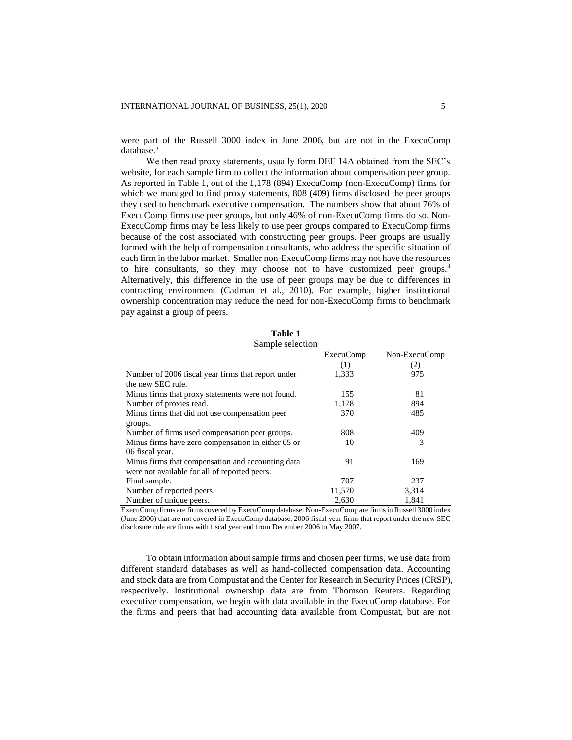were part of the Russell 3000 index in June 2006, but are not in the ExecuComp database.[3]

We then read proxy statements, usually form DEF 14A obtained from the SEC's website, for each sample firm to collect the information about compensation peer group. As reported in Table 1, out of the 1,178 (894) ExecuComp (non-ExecuComp) firms for which we managed to find proxy statements, 808 (409) firms disclosed the peer groups they used to benchmark executive compensation. The numbers show that about 76% of ExecuComp firms use peer groups, but only 46% of non-ExecuComp firms do so. Non-ExecuComp firms may be less likely to use peer groups compared to ExecuComp firms because of the cost associated with constructing peer groups. Peer groups are usually formed with the help of compensation consultants, who address the specific situation of each firm in the labor market. Smaller non-ExecuComp firms may not have the resources to hire consultants, so they may choose not to have customized peer groups.[4] Alternatively, this difference in the use of peer groups may be due to differences in contracting environment (Cadman et al., 2010). For example, higher institutional ownership concentration may reduce the need for non-ExecuComp firms to benchmark pay against a group of peers.

**Table 1**
Sample selection

| | ExecuComp (1) | Non-ExecuComp (2) |
|---|---|---|
| Number of 2006 fiscal year firms that report under the new SEC rule. | 1,333 | 975 |
| Minus firms that proxy statements were not found. | 155 | 81 |
| Number of proxies read. | 1,178 | 894 |
| Minus firms that did not use compensation peer groups. | 370 | 485 |
| Number of firms used compensation peer groups. | 808 | 409 |
| Minus firms have zero compensation in either 05 or 06 fiscal year. | 10 | 3 |
| Minus firms that compensation and accounting data were not available for all of reported peers. | 91 | 169 |
| Final sample. | 707 | 237 |
| Number of reported peers. | 11,570 | 3,314 |
| Number of unique peers. | 2,630 | 1,841 |

ExecuComp firms are firms covered by ExecuComp database. Non-ExecuComp are firms in Russell 3000 index (June 2006) that are not covered in ExecuComp database. 2006 fiscal year firms that report under the new SEC disclosure rule are firms with fiscal year end from December 2006 to May 2007.

To obtain information about sample firms and chosen peer firms, we use data from different standard databases as well as hand-collected compensation data. Accounting and stock data are from Compustat and the Center for Research in Security Prices (CRSP), respectively. Institutional ownership data are from Thomson Reuters. Regarding executive compensation, we begin with data available in the ExecuComp database. For the firms and peers that had accounting data available from Compustat, but are not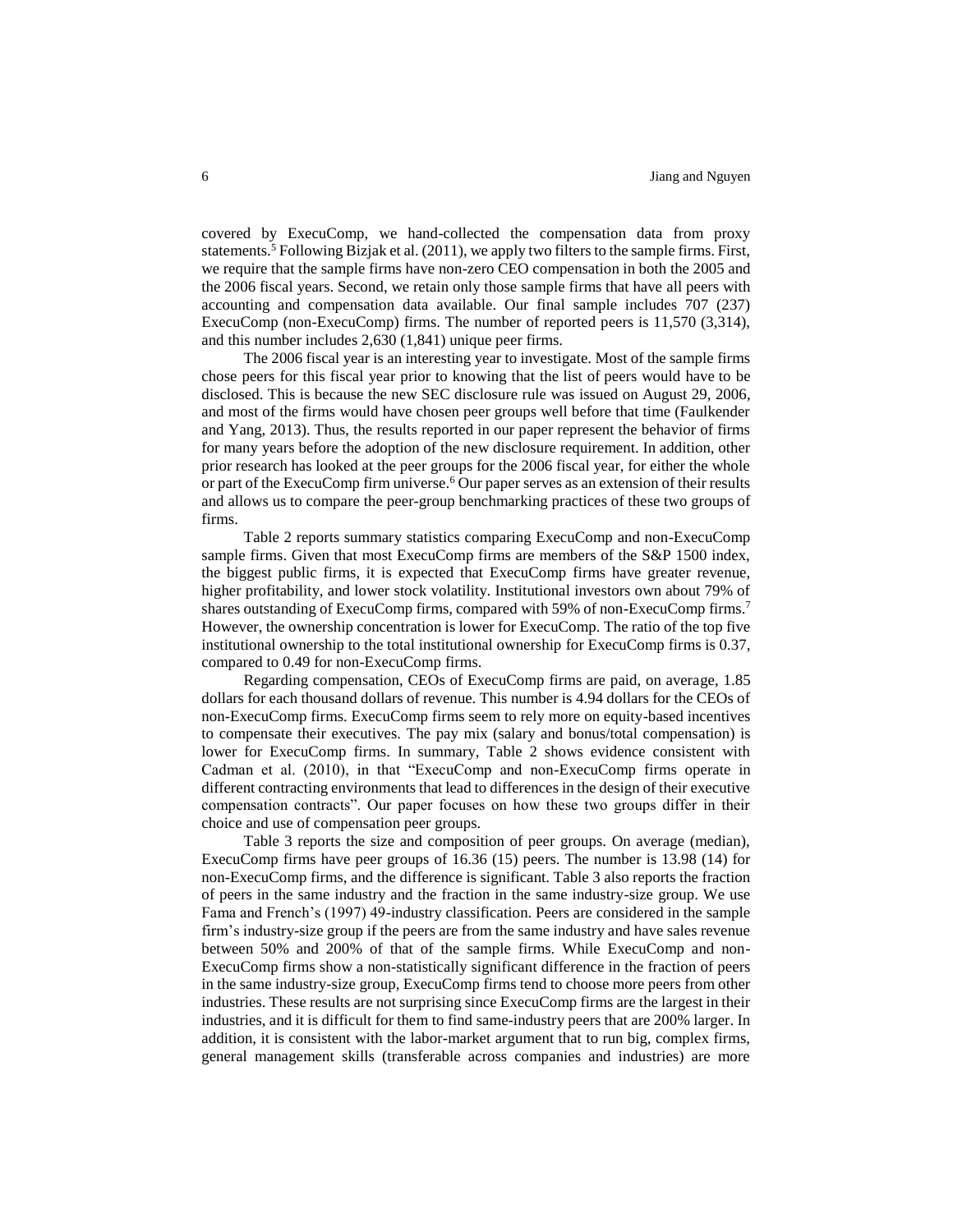covered by ExecuComp, we hand-collected the compensation data from proxy statements.[5] Following Bizjak et al. (2011), we apply two filters to the sample firms. First, we require that the sample firms have non-zero CEO compensation in both the 2005 and the 2006 fiscal years. Second, we retain only those sample firms that have all peers with accounting and compensation data available. Our final sample includes 707 (237) ExecuComp (non-ExecuComp) firms. The number of reported peers is 11,570 (3,314), and this number includes 2,630 (1,841) unique peer firms.

The 2006 fiscal year is an interesting year to investigate. Most of the sample firms chose peers for this fiscal year prior to knowing that the list of peers would have to be disclosed. This is because the new SEC disclosure rule was issued on August 29, 2006, and most of the firms would have chosen peer groups well before that time (Faulkender and Yang, 2013). Thus, the results reported in our paper represent the behavior of firms for many years before the adoption of the new disclosure requirement. In addition, other prior research has looked at the peer groups for the 2006 fiscal year, for either the whole or part of the ExecuComp firm universe.[6] Our paper serves as an extension of their results and allows us to compare the peer-group benchmarking practices of these two groups of firms.

Table 2 reports summary statistics comparing ExecuComp and non-ExecuComp sample firms. Given that most ExecuComp firms are members of the S&P 1500 index, the biggest public firms, it is expected that ExecuComp firms have greater revenue, higher profitability, and lower stock volatility. Institutional investors own about 79% of shares outstanding of ExecuComp firms, compared with 59% of non-ExecuComp firms.[7] However, the ownership concentration is lower for ExecuComp. The ratio of the top five institutional ownership to the total institutional ownership for ExecuComp firms is 0.37, compared to 0.49 for non-ExecuComp firms.

Regarding compensation, CEOs of ExecuComp firms are paid, on average, 1.85 dollars for each thousand dollars of revenue. This number is 4.94 dollars for the CEOs of non-ExecuComp firms. ExecuComp firms seem to rely more on equity-based incentives to compensate their executives. The pay mix (salary and bonus/total compensation) is lower for ExecuComp firms. In summary, Table 2 shows evidence consistent with Cadman et al. (2010), in that "ExecuComp and non-ExecuComp firms operate in different contracting environments that lead to differences in the design of their executive compensation contracts". Our paper focuses on how these two groups differ in their choice and use of compensation peer groups.

Table 3 reports the size and composition of peer groups. On average (median), ExecuComp firms have peer groups of 16.36 (15) peers. The number is 13.98 (14) for non-ExecuComp firms, and the difference is significant. Table 3 also reports the fraction of peers in the same industry and the fraction in the same industry-size group. We use Fama and French's (1997) 49-industry classification. Peers are considered in the sample firm's industry-size group if the peers are from the same industry and have sales revenue between 50% and 200% of that of the sample firms. While ExecuComp and non-ExecuComp firms show a non-statistically significant difference in the fraction of peers in the same industry-size group, ExecuComp firms tend to choose more peers from other industries. These results are not surprising since ExecuComp firms are the largest in their industries, and it is difficult for them to find same-industry peers that are 200% larger. In addition, it is consistent with the labor-market argument that to run big, complex firms, general management skills (transferable across companies and industries) are more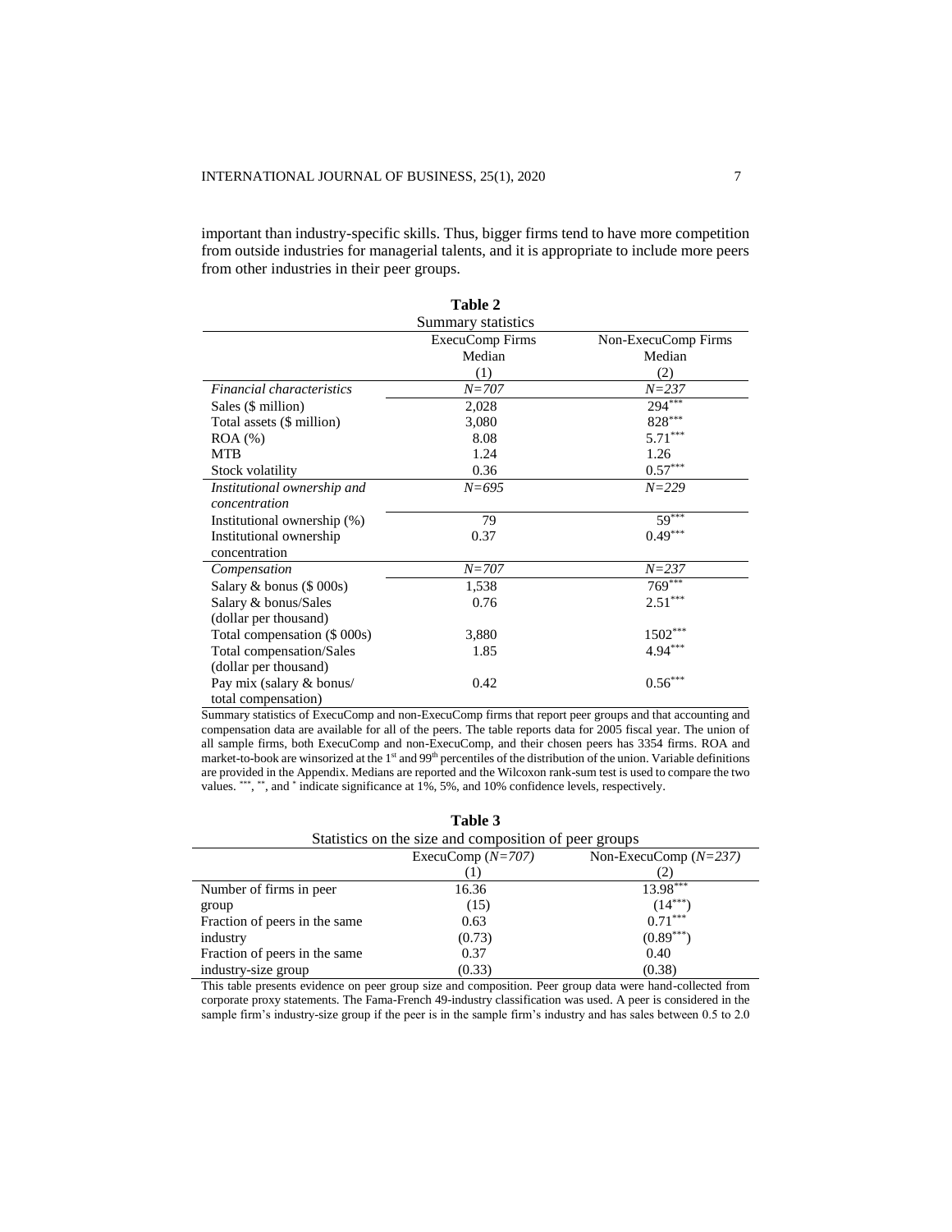important than industry-specific skills. Thus, bigger firms tend to have more competition from outside industries for managerial talents, and it is appropriate to include more peers from other industries in their peer groups.

**Table 2**

Summary statistics

| | ExecuComp Firms Median (1) | Non-ExecuComp Firms Median (2) |
|---|---|---|
| *Financial characteristics* | *N=707* | *N=237* |
| Sales ($ million) | 2,028 | 294*** |
| Total assets ($ million) | 3,080 | 828*** |
| ROA (%) | 8.08 | 5.71*** |
| MTB | 1.24 | 1.26 |
| Stock volatility | 0.36 | 0.57*** |
| *Institutional ownership and concentration* | *N=695* | *N=229* |
| Institutional ownership (%) | 79 | 59*** |
| Institutional ownership concentration | 0.37 | 0.49*** |
| *Compensation* | *N=707* | *N=237* |
| Salary & bonus ($ 000s) | 1,538 | 769*** |
| Salary & bonus/Sales (dollar per thousand) | 0.76 | 2.51*** |
| Total compensation ($ 000s) | 3,880 | 1502*** |
| Total compensation/Sales (dollar per thousand) | 1.85 | 4.94*** |
| Pay mix (salary & bonus/ total compensation) | 0.42 | 0.56*** |

Summary statistics of ExecuComp and non-ExecuComp firms that report peer groups and that accounting and compensation data are available for all of the peers. The table reports data for 2005 fiscal year. The union of all sample firms, both ExecuComp and non-ExecuComp, and their chosen peers has 3354 firms. ROA and market-to-book are winsorized at the 1st and 99th percentiles of the distribution of the union. Variable definitions are provided in the Appendix. Medians are reported and the Wilcoxon rank-sum test is used to compare the two values. ***, **, and * indicate significance at 1%, 5%, and 10% confidence levels, respectively.

**Table 3**

Statistics on the size and composition of peer groups

| | ExecuComp (*N=707*) (1) | Non-ExecuComp (*N=237*) (2) |
|---|---|---|
| Number of firms in peer group | 16.36 (15) | 13.98*** (14***) |
| Fraction of peers in the same industry | 0.63 (0.73) | 0.71*** (0.89***) |
| Fraction of peers in the same industry-size group | 0.37 (0.33) | 0.40 (0.38) |

This table presents evidence on peer group size and composition. Peer group data were hand-collected from corporate proxy statements. The Fama-French 49-industry classification was used. A peer is considered in the sample firm's industry-size group if the peer is in the sample firm's industry and has sales between 0.5 to 2.0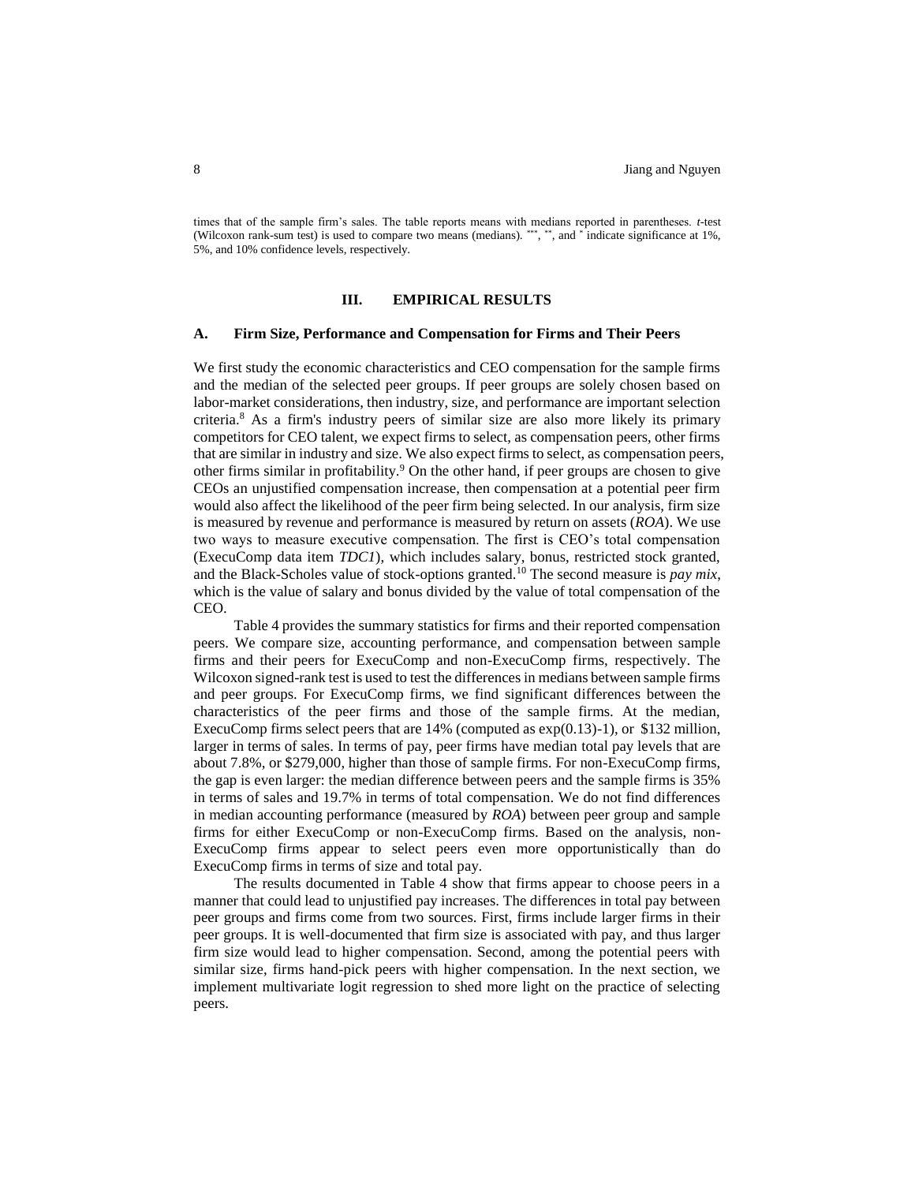times that of the sample firm's sales. The table reports means with medians reported in parentheses. *t*-test (Wilcoxon rank-sum test) is used to compare two means (medians). ***, **, and * indicate significance at 1%, 5%, and 10% confidence levels, respectively.

## III. EMPIRICAL RESULTS

### A. Firm Size, Performance and Compensation for Firms and Their Peers

We first study the economic characteristics and CEO compensation for the sample firms and the median of the selected peer groups. If peer groups are solely chosen based on labor-market considerations, then industry, size, and performance are important selection criteria.[8] As a firm's industry peers of similar size are also more likely its primary competitors for CEO talent, we expect firms to select, as compensation peers, other firms that are similar in industry and size. We also expect firms to select, as compensation peers, other firms similar in profitability.[9] On the other hand, if peer groups are chosen to give CEOs an unjustified compensation increase, then compensation at a potential peer firm would also affect the likelihood of the peer firm being selected. In our analysis, firm size is measured by revenue and performance is measured by return on assets (*ROA*). We use two ways to measure executive compensation. The first is CEO's total compensation (ExecuComp data item *TDC1*), which includes salary, bonus, restricted stock granted, and the Black-Scholes value of stock-options granted.[10] The second measure is *pay mix*, which is the value of salary and bonus divided by the value of total compensation of the CEO.

Table 4 provides the summary statistics for firms and their reported compensation peers. We compare size, accounting performance, and compensation between sample firms and their peers for ExecuComp and non-ExecuComp firms, respectively. The Wilcoxon signed-rank test is used to test the differences in medians between sample firms and peer groups. For ExecuComp firms, we find significant differences between the characteristics of the peer firms and those of the sample firms. At the median, ExecuComp firms select peers that are 14% (computed as exp(0.13)-1), or \$132 million, larger in terms of sales. In terms of pay, peer firms have median total pay levels that are about 7.8%, or \$279,000, higher than those of sample firms. For non-ExecuComp firms, the gap is even larger: the median difference between peers and the sample firms is 35% in terms of sales and 19.7% in terms of total compensation. We do not find differences in median accounting performance (measured by *ROA*) between peer group and sample firms for either ExecuComp or non-ExecuComp firms. Based on the analysis, non-ExecuComp firms appear to select peers even more opportunistically than do ExecuComp firms in terms of size and total pay.

The results documented in Table 4 show that firms appear to choose peers in a manner that could lead to unjustified pay increases. The differences in total pay between peer groups and firms come from two sources. First, firms include larger firms in their peer groups. It is well-documented that firm size is associated with pay, and thus larger firm size would lead to higher compensation. Second, among the potential peers with similar size, firms hand-pick peers with higher compensation. In the next section, we implement multivariate logit regression to shed more light on the practice of selecting peers.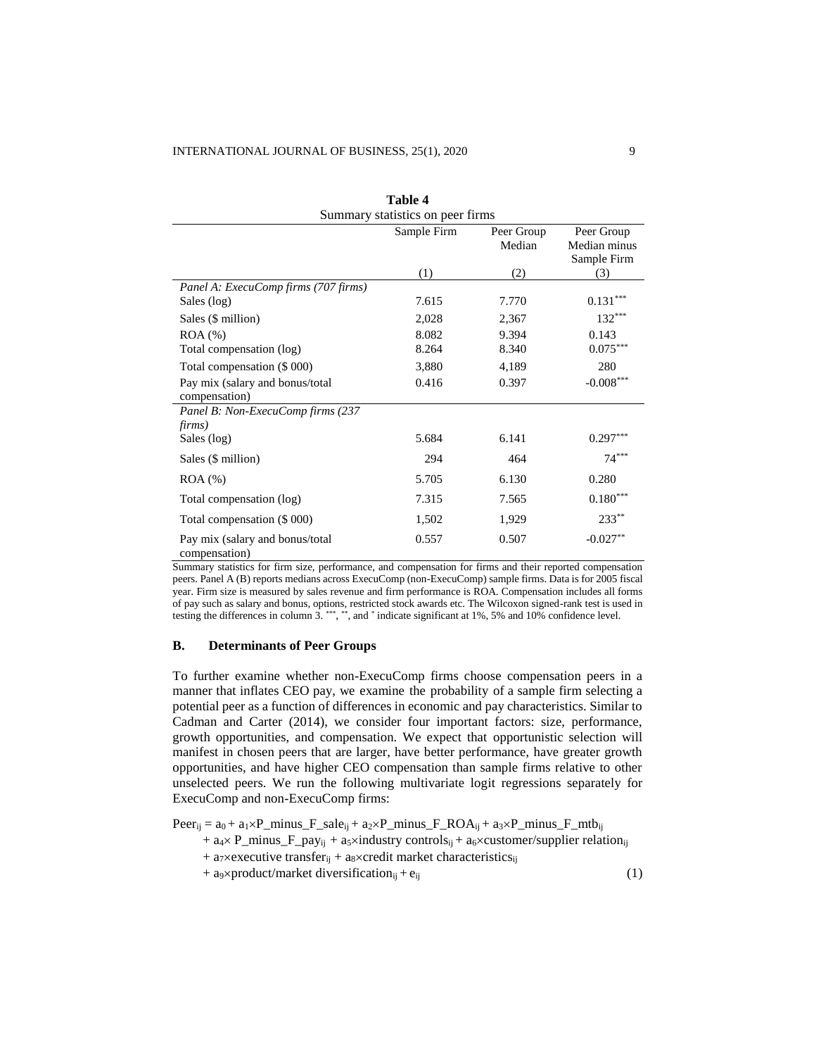**Table 4**
Summary statistics on peer firms

| | Sample Firm | Peer Group Median | Peer Group Median minus Sample Firm |
|---|---|---|---|
| | (1) | (2) | (3) |
| *Panel A: ExecuComp firms (707 firms)* | | | |
| Sales (log) | 7.615 | 7.770 | 0.131*** |
| Sales ($ million) | 2,028 | 2,367 | 132*** |
| ROA (%) | 8.082 | 9.394 | 0.143 |
| Total compensation (log) | 8.264 | 8.340 | 0.075*** |
| Total compensation ($ 000) | 3,880 | 4,189 | 280 |
| Pay mix (salary and bonus/total compensation) | 0.416 | 0.397 | -0.008*** |
| *Panel B: Non-ExecuComp firms (237 firms)* | | | |
| Sales (log) | 5.684 | 6.141 | 0.297*** |
| Sales ($ million) | 294 | 464 | 74*** |
| ROA (%) | 5.705 | 6.130 | 0.280 |
| Total compensation (log) | 7.315 | 7.565 | 0.180*** |
| Total compensation ($ 000) | 1,502 | 1,929 | 233** |
| Pay mix (salary and bonus/total compensation) | 0.557 | 0.507 | -0.027** |

Summary statistics for firm size, performance, and compensation for firms and their reported compensation peers. Panel A (B) reports medians across ExecuComp (non-ExecuComp) sample firms. Data is for 2005 fiscal year. Firm size is measured by sales revenue and firm performance is ROA. Compensation includes all forms of pay such as salary and bonus, options, restricted stock awards etc. The Wilcoxon signed-rank test is used in testing the differences in column 3. ***, **, and * indicate significant at 1%, 5% and 10% confidence level.

### B. Determinants of Peer Groups

To further examine whether non-ExecuComp firms choose compensation peers in a manner that inflates CEO pay, we examine the probability of a sample firm selecting a potential peer as a function of differences in economic and pay characteristics. Similar to Cadman and Carter (2014), we consider four important factors: size, performance, growth opportunities, and compensation. We expect that opportunistic selection will manifest in chosen peers that are larger, have better performance, have greater growth opportunities, and have higher CEO compensation than sample firms relative to other unselected peers. We run the following multivariate logit regressions separately for ExecuComp and non-ExecuComp firms:

$$\begin{aligned} Peer_{ij} = {} & a_0 + a_1 \times P\_minus\_F\_sale_{ij} + a_2 \times P\_minus\_F\_ROA_{ij} + a_3 \times P\_minus\_F\_mtb_{ij} \\ & + a_4 \times P\_minus\_F\_pay_{ij} + a_5 \times \text{industry controls}_{ij} + a_6 \times \text{customer/supplier relation}_{ij} \\ & + a_7 \times \text{executive transfer}_{ij} + a_8 \times \text{credit market characteristics}_{ij} \\ & + a_9 \times \text{product/market diversification}_{ij} + e_{ij} \end{aligned} \quad (1)$$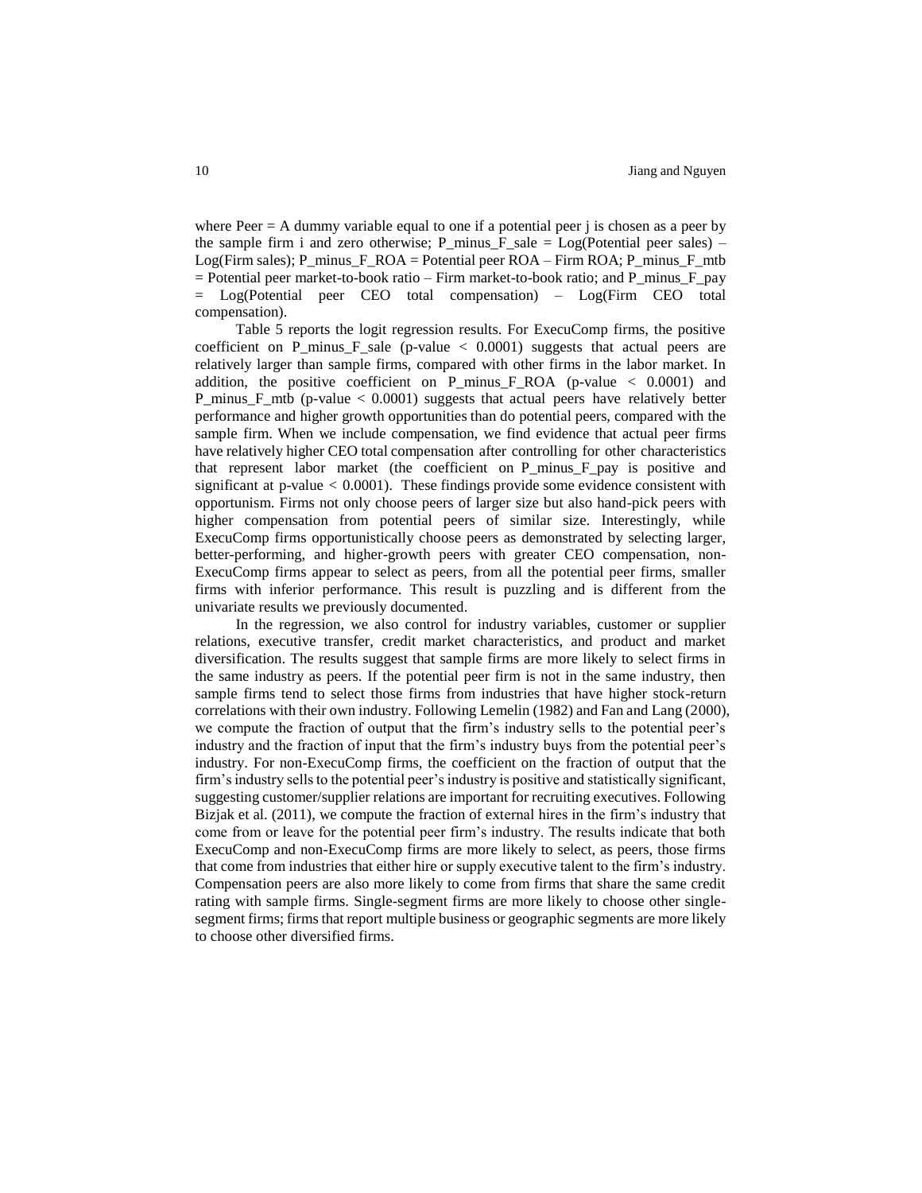where Peer = A dummy variable equal to one if a potential peer j is chosen as a peer by the sample firm i and zero otherwise; P_minus_F_sale = Log(Potential peer sales) – Log(Firm sales); P_minus_F_ROA = Potential peer ROA – Firm ROA; P_minus_F_mtb = Potential peer market-to-book ratio – Firm market-to-book ratio; and P_minus_F_pay = Log(Potential peer CEO total compensation) – Log(Firm CEO total compensation).

Table 5 reports the logit regression results. For ExecuComp firms, the positive coefficient on P_minus_F_sale (p-value $< 0.0001$) suggests that actual peers are relatively larger than sample firms, compared with other firms in the labor market. In addition, the positive coefficient on P_minus_F_ROA (p-value $< 0.0001$) and P_minus_F_mtb (p-value $< 0.0001$) suggests that actual peers have relatively better performance and higher growth opportunities than do potential peers, compared with the sample firm. When we include compensation, we find evidence that actual peer firms have relatively higher CEO total compensation after controlling for other characteristics that represent labor market (the coefficient on P_minus_F_pay is positive and significant at p-value $< 0.0001$). These findings provide some evidence consistent with opportunism. Firms not only choose peers of larger size but also hand-pick peers with higher compensation from potential peers of similar size. Interestingly, while ExecuComp firms opportunistically choose peers as demonstrated by selecting larger, better-performing, and higher-growth peers with greater CEO compensation, non-ExecuComp firms appear to select as peers, from all the potential peer firms, smaller firms with inferior performance. This result is puzzling and is different from the univariate results we previously documented.

In the regression, we also control for industry variables, customer or supplier relations, executive transfer, credit market characteristics, and product and market diversification. The results suggest that sample firms are more likely to select firms in the same industry as peers. If the potential peer firm is not in the same industry, then sample firms tend to select those firms from industries that have higher stock-return correlations with their own industry. Following Lemelin (1982) and Fan and Lang (2000), we compute the fraction of output that the firm's industry sells to the potential peer's industry and the fraction of input that the firm's industry buys from the potential peer's industry. For non-ExecuComp firms, the coefficient on the fraction of output that the firm's industry sells to the potential peer's industry is positive and statistically significant, suggesting customer/supplier relations are important for recruiting executives. Following Bizjak et al. (2011), we compute the fraction of external hires in the firm's industry that come from or leave for the potential peer firm's industry. The results indicate that both ExecuComp and non-ExecuComp firms are more likely to select, as peers, those firms that come from industries that either hire or supply executive talent to the firm's industry. Compensation peers are also more likely to come from firms that share the same credit rating with sample firms. Single-segment firms are more likely to choose other single-segment firms; firms that report multiple business or geographic segments are more likely to choose other diversified firms.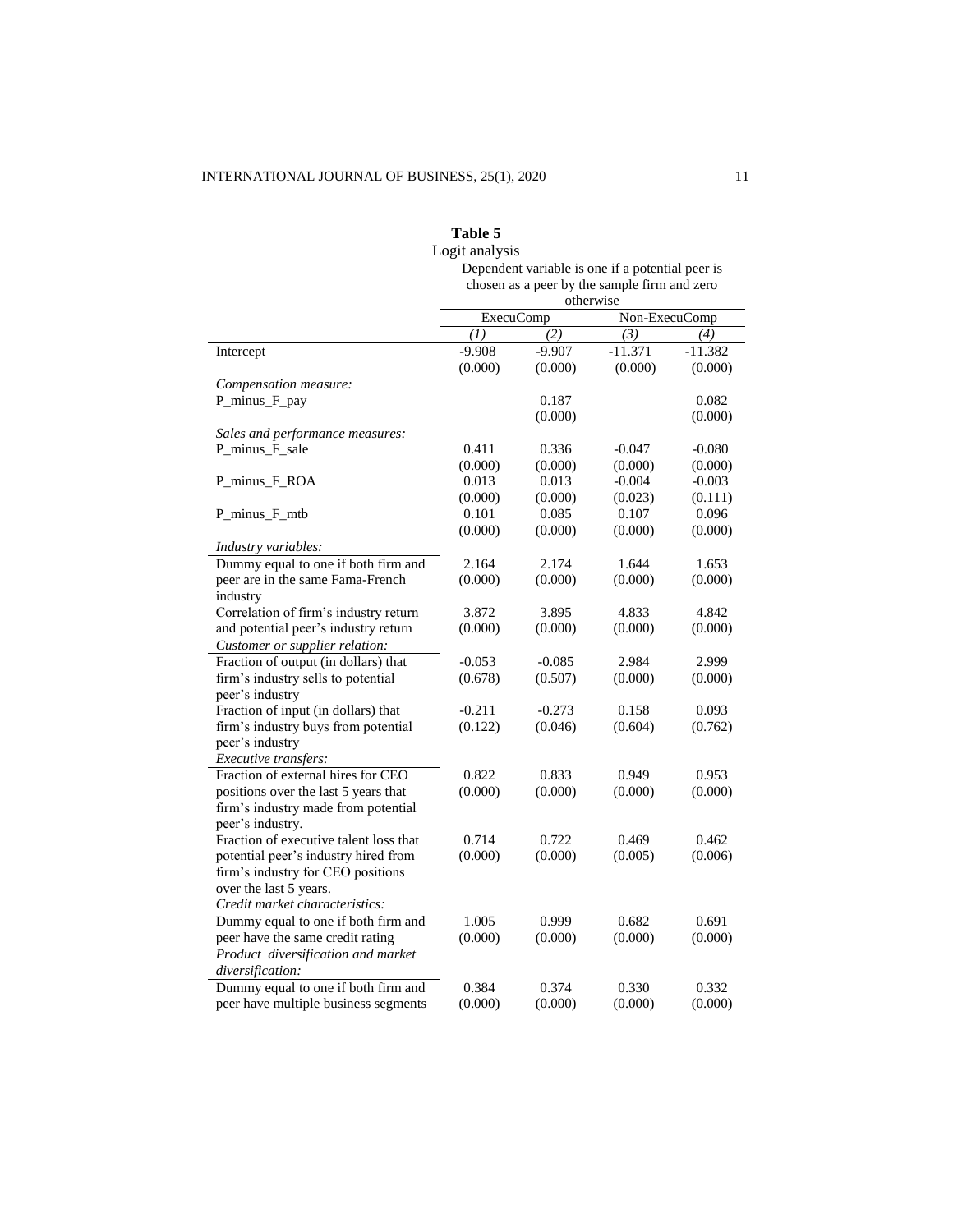**Table 5**

Logit analysis

| | Dependent variable is one if a potential peer is chosen as a peer by the sample firm and zero otherwise | | | |
|---|---|---|---|---|
| | ExecuComp | | Non-ExecuComp | |
| | *(1)* | *(2)* | *(3)* | *(4)* |
| Intercept | -9.908 | -9.907 | -11.371 | -11.382 |
| | (0.000) | (0.000) | (0.000) | (0.000) |
| *Compensation measure:* | | | | |
| P_minus_F_pay | | 0.187 | | 0.082 |
| | | (0.000) | | (0.000) |
| *Sales and performance measures:* | | | | |
| P_minus_F_sale | 0.411 | 0.336 | -0.047 | -0.080 |
| | (0.000) | (0.000) | (0.000) | (0.000) |
| P_minus_F_ROA | 0.013 | 0.013 | -0.004 | -0.003 |
| | (0.000) | (0.000) | (0.023) | (0.111) |
| P_minus_F_mtb | 0.101 | 0.085 | 0.107 | 0.096 |
| | (0.000) | (0.000) | (0.000) | (0.000) |
| *Industry variables:* | | | | |
| Dummy equal to one if both firm and peer are in the same Fama-French industry | 2.164 | 2.174 | 1.644 | 1.653 |
| | (0.000) | (0.000) | (0.000) | (0.000) |
| Correlation of firm's industry return and potential peer's industry return | 3.872 | 3.895 | 4.833 | 4.842 |
| | (0.000) | (0.000) | (0.000) | (0.000) |
| *Customer or supplier relation:* | | | | |
| Fraction of output (in dollars) that firm's industry sells to potential peer's industry | -0.053 | -0.085 | 2.984 | 2.999 |
| | (0.678) | (0.507) | (0.000) | (0.000) |
| Fraction of input (in dollars) that firm's industry buys from potential peer's industry | -0.211 | -0.273 | 0.158 | 0.093 |
| | (0.122) | (0.046) | (0.604) | (0.762) |
| *Executive transfers:* | | | | |
| Fraction of external hires for CEO positions over the last 5 years that firm's industry made from potential peer's industry. | 0.822 | 0.833 | 0.949 | 0.953 |
| | (0.000) | (0.000) | (0.000) | (0.000) |
| Fraction of executive talent loss that potential peer's industry hired from firm's industry for CEO positions over the last 5 years. | 0.714 | 0.722 | 0.469 | 0.462 |
| | (0.000) | (0.000) | (0.005) | (0.006) |
| *Credit market characteristics:* | | | | |
| Dummy equal to one if both firm and peer have the same credit rating | 1.005 | 0.999 | 0.682 | 0.691 |
| | (0.000) | (0.000) | (0.000) | (0.000) |
| *Product diversification and market diversification:* | | | | |
| Dummy equal to one if both firm and peer have multiple business segments | 0.384 | 0.374 | 0.330 | 0.332 |
| | (0.000) | (0.000) | (0.000) | (0.000) |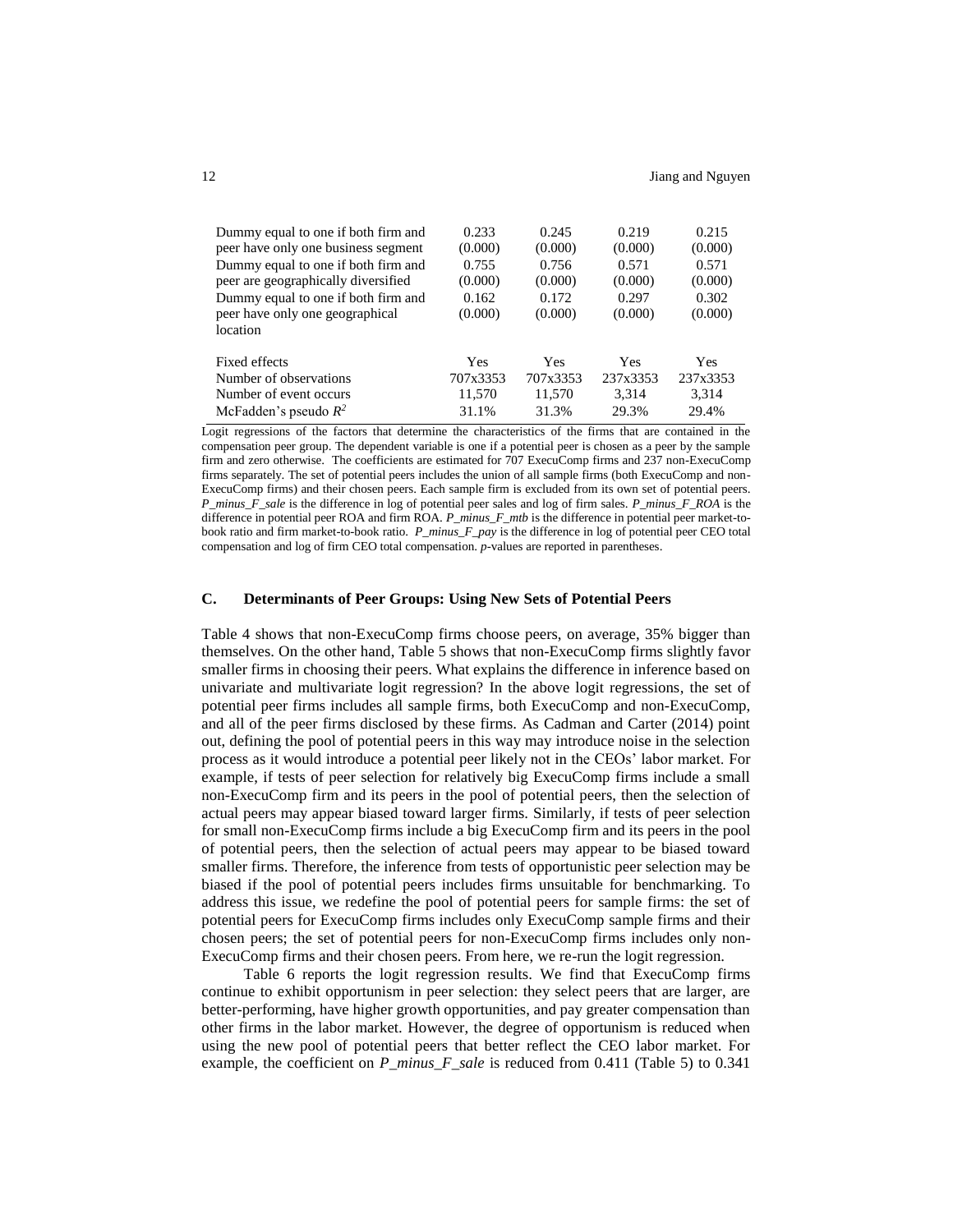| | | | | |
|---|---|---|---|---|
| Dummy equal to one if both firm and peer have only one business segment | 0.233 (0.000) | 0.245 (0.000) | 0.219 (0.000) | 0.215 (0.000) |
| Dummy equal to one if both firm and peer are geographically diversified | 0.755 (0.000) | 0.756 (0.000) | 0.571 (0.000) | 0.571 (0.000) |
| Dummy equal to one if both firm and peer have only one geographical location | 0.162 (0.000) | 0.172 (0.000) | 0.297 (0.000) | 0.302 (0.000) |
| Fixed effects | Yes | Yes | Yes | Yes |
| Number of observations | 707x3353 | 707x3353 | 237x3353 | 237x3353 |
| Number of event occurs | 11,570 | 11,570 | 3,314 | 3,314 |
| McFadden's pseudo $R^2$ | 31.1% | 31.3% | 29.3% | 29.4% |

Logit regressions of the factors that determine the characteristics of the firms that are contained in the compensation peer group. The dependent variable is one if a potential peer is chosen as a peer by the sample firm and zero otherwise. The coefficients are estimated for 707 ExecuComp firms and 237 non-ExecuComp firms separately. The set of potential peers includes the union of all sample firms (both ExecuComp and non-ExecuComp firms) and their chosen peers. Each sample firm is excluded from its own set of potential peers. *P_minus_F_sale* is the difference in log of potential peer sales and log of firm sales. *P_minus_F_ROA* is the difference in potential peer ROA and firm ROA. *P_minus_F_mtb* is the difference in potential peer market-to-book ratio and firm market-to-book ratio. *P_minus_F_pay* is the difference in log of potential peer CEO total compensation and log of firm CEO total compensation. *p*-values are reported in parentheses.

### C. Determinants of Peer Groups: Using New Sets of Potential Peers

Table 4 shows that non-ExecuComp firms choose peers, on average, 35% bigger than themselves. On the other hand, Table 5 shows that non-ExecuComp firms slightly favor smaller firms in choosing their peers. What explains the difference in inference based on univariate and multivariate logit regression? In the above logit regressions, the set of potential peer firms includes all sample firms, both ExecuComp and non-ExecuComp, and all of the peer firms disclosed by these firms. As Cadman and Carter (2014) point out, defining the pool of potential peers in this way may introduce noise in the selection process as it would introduce a potential peer likely not in the CEOs' labor market. For example, if tests of peer selection for relatively big ExecuComp firms include a small non-ExecuComp firm and its peers in the pool of potential peers, then the selection of actual peers may appear biased toward larger firms. Similarly, if tests of peer selection for small non-ExecuComp firms include a big ExecuComp firm and its peers in the pool of potential peers, then the selection of actual peers may appear to be biased toward smaller firms. Therefore, the inference from tests of opportunistic peer selection may be biased if the pool of potential peers includes firms unsuitable for benchmarking. To address this issue, we redefine the pool of potential peers for sample firms: the set of potential peers for ExecuComp firms includes only ExecuComp sample firms and their chosen peers; the set of potential peers for non-ExecuComp firms includes only non-ExecuComp firms and their chosen peers. From here, we re-run the logit regression.

Table 6 reports the logit regression results. We find that ExecuComp firms continue to exhibit opportunism in peer selection: they select peers that are larger, are better-performing, have higher growth opportunities, and pay greater compensation than other firms in the labor market. However, the degree of opportunism is reduced when using the new pool of potential peers that better reflect the CEO labor market. For example, the coefficient on *P_minus_F_sale* is reduced from 0.411 (Table 5) to 0.341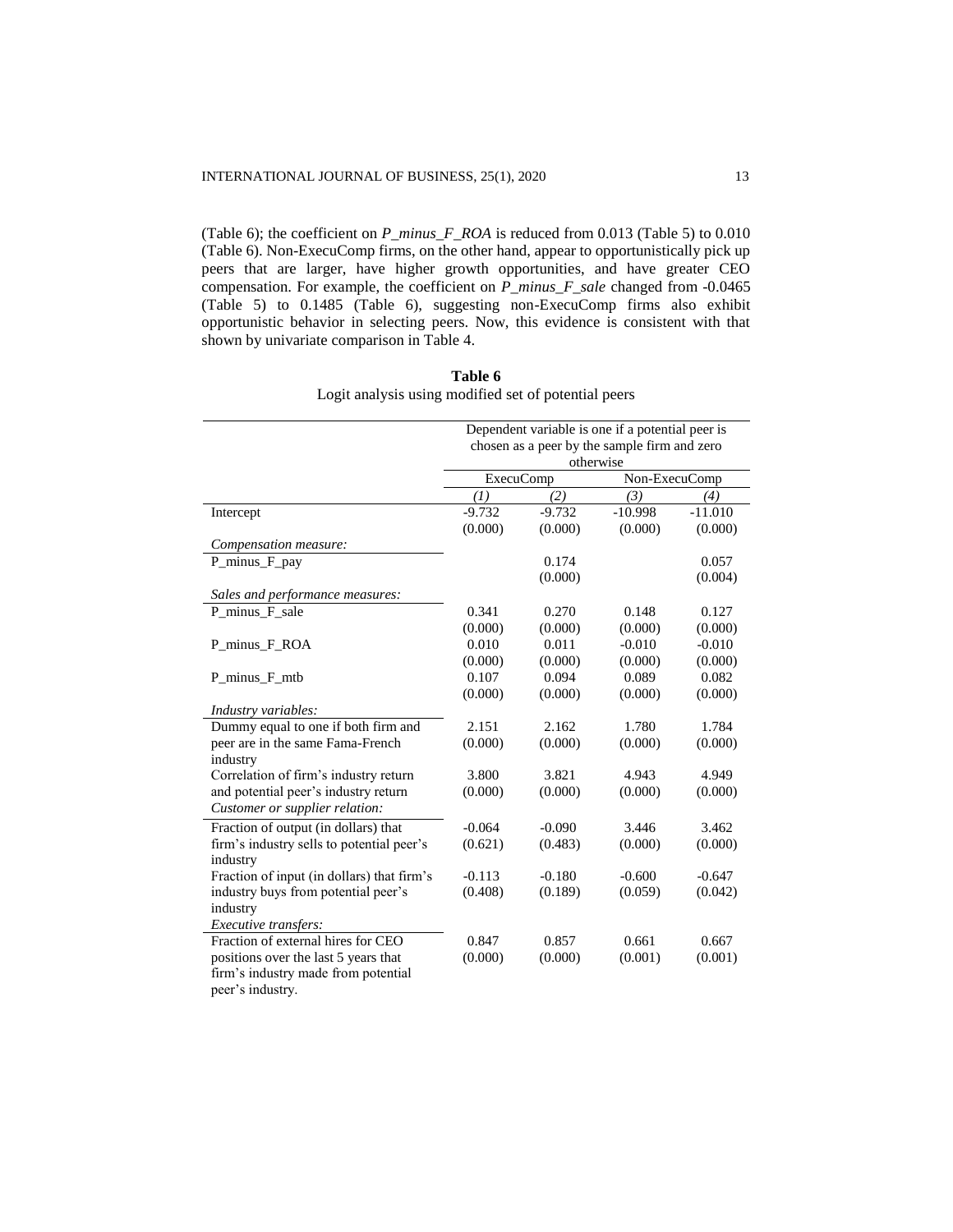(Table 6); the coefficient on *P_minus_F_ROA* is reduced from 0.013 (Table 5) to 0.010 (Table 6). Non-ExecuComp firms, on the other hand, appear to opportunistically pick up peers that are larger, have higher growth opportunities, and have greater CEO compensation. For example, the coefficient on *P_minus_F_sale* changed from -0.0465 (Table 5) to 0.1485 (Table 6), suggesting non-ExecuComp firms also exhibit opportunistic behavior in selecting peers. Now, this evidence is consistent with that shown by univariate comparison in Table 4.

**Table 6**
Logit analysis using modified set of potential peers

| | Dependent variable is one if a potential peer is chosen as a peer by the sample firm and zero otherwise | | | |
|---|---|---|---|---|
| | ExecuComp | | Non-ExecuComp | |
| | *(1)* | *(2)* | *(3)* | *(4)* |
| Intercept | -9.732 | -9.732 | -10.998 | -11.010 |
| | (0.000) | (0.000) | (0.000) | (0.000) |
| *Compensation measure:* | | | | |
| P_minus_F_pay | | 0.174 | | 0.057 |
| | | (0.000) | | (0.004) |
| *Sales and performance measures:* | | | | |
| P_minus_F_sale | 0.341 | 0.270 | 0.148 | 0.127 |
| | (0.000) | (0.000) | (0.000) | (0.000) |
| P_minus_F_ROA | 0.010 | 0.011 | -0.010 | -0.010 |
| | (0.000) | (0.000) | (0.000) | (0.000) |
| P_minus_F_mtb | 0.107 | 0.094 | 0.089 | 0.082 |
| | (0.000) | (0.000) | (0.000) | (0.000) |
| *Industry variables:* | | | | |
| Dummy equal to one if both firm and peer are in the same Fama-French industry | 2.151 | 2.162 | 1.780 | 1.784 |
| | (0.000) | (0.000) | (0.000) | (0.000) |
| Correlation of firm's industry return and potential peer's industry return | 3.800 | 3.821 | 4.943 | 4.949 |
| | (0.000) | (0.000) | (0.000) | (0.000) |
| *Customer or supplier relation:* | | | | |
| Fraction of output (in dollars) that firm's industry sells to potential peer's industry | -0.064 | -0.090 | 3.446 | 3.462 |
| | (0.621) | (0.483) | (0.000) | (0.000) |
| Fraction of input (in dollars) that firm's industry buys from potential peer's industry | -0.113 | -0.180 | -0.600 | -0.647 |
| | (0.408) | (0.189) | (0.059) | (0.042) |
| *Executive transfers:* | | | | |
| Fraction of external hires for CEO positions over the last 5 years that firm's industry made from potential peer's industry. | 0.847 | 0.857 | 0.661 | 0.667 |
| | (0.000) | (0.000) | (0.001) | (0.001) |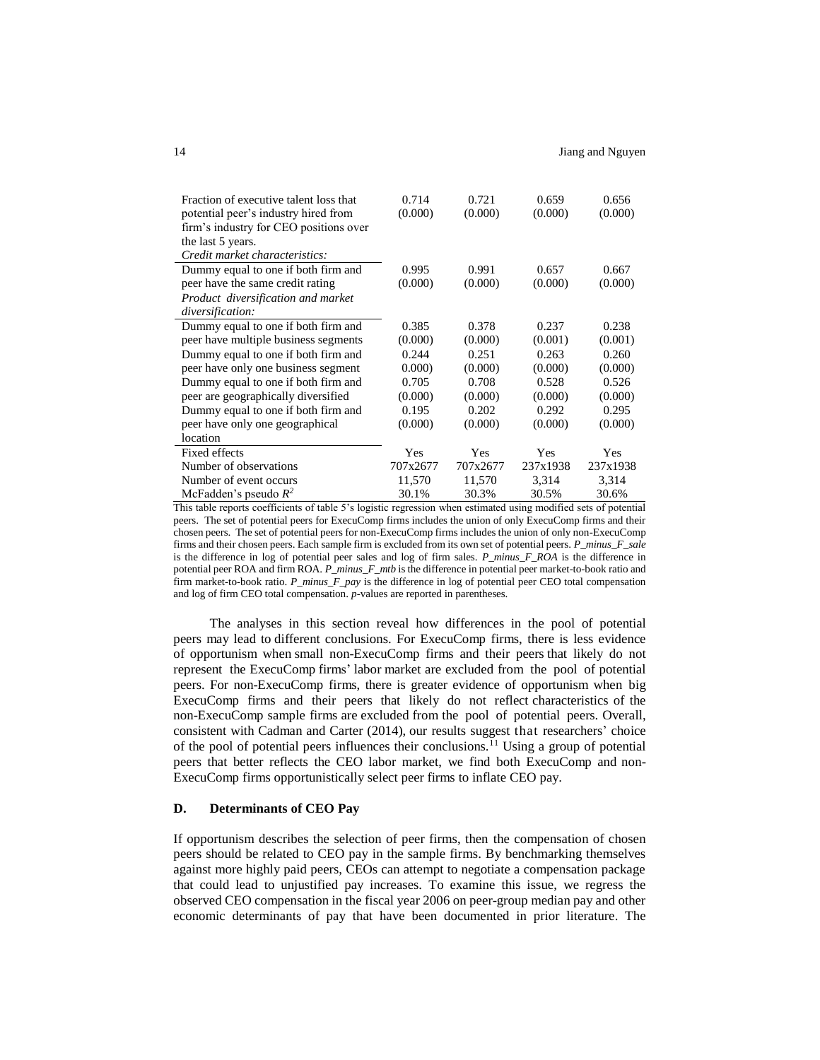| | | | | |
|---|---|---|---|---|
| Fraction of executive talent loss that potential peer's industry hired from firm's industry for CEO positions over the last 5 years. | 0.714 (0.000) | 0.721 (0.000) | 0.659 (0.000) | 0.656 (0.000) |
| *Credit market characteristics:* | | | | |
| Dummy equal to one if both firm and peer have the same credit rating | 0.995 (0.000) | 0.991 (0.000) | 0.657 (0.000) | 0.667 (0.000) |
| *Product diversification and market diversification:* | | | | |
| Dummy equal to one if both firm and peer have multiple business segments | 0.385 (0.000) | 0.378 (0.000) | 0.237 (0.001) | 0.238 (0.001) |
| Dummy equal to one if both firm and peer have only one business segment | 0.244 0.000) | 0.251 (0.000) | 0.263 (0.000) | 0.260 (0.000) |
| Dummy equal to one if both firm and peer are geographically diversified | 0.705 (0.000) | 0.708 (0.000) | 0.528 (0.000) | 0.526 (0.000) |
| Dummy equal to one if both firm and peer have only one geographical location | 0.195 (0.000) | 0.202 (0.000) | 0.292 (0.000) | 0.295 (0.000) |
| Fixed effects | Yes | Yes | Yes | Yes |
| Number of observations | 707x2677 | 707x2677 | 237x1938 | 237x1938 |
| Number of event occurs | 11,570 | 11,570 | 3,314 | 3,314 |
| McFadden's pseudo $R^2$ | 30.1% | 30.3% | 30.5% | 30.6% |

This table reports coefficients of table 5's logistic regression when estimated using modified sets of potential peers. The set of potential peers for ExecuComp firms includes the union of only ExecuComp firms and their chosen peers. The set of potential peers for non-ExecuComp firms includes the union of only non-ExecuComp firms and their chosen peers. Each sample firm is excluded from its own set of potential peers. *P_minus_F_sale* is the difference in log of potential peer sales and log of firm sales. *P_minus_F_ROA* is the difference in potential peer ROA and firm ROA. *P_minus_F_mtb* is the difference in potential peer market-to-book ratio and firm market-to-book ratio. *P_minus_F_pay* is the difference in log of potential peer CEO total compensation and log of firm CEO total compensation. *p*-values are reported in parentheses.

The analyses in this section reveal how differences in the pool of potential peers may lead to different conclusions. For ExecuComp firms, there is less evidence of opportunism when small non-ExecuComp firms and their peers that likely do not represent the ExecuComp firms' labor market are excluded from the pool of potential peers. For non-ExecuComp firms, there is greater evidence of opportunism when big ExecuComp firms and their peers that likely do not reflect characteristics of the non-ExecuComp sample firms are excluded from the pool of potential peers. Overall, consistent with Cadman and Carter (2014), our results suggest that researchers' choice of the pool of potential peers influences their conclusions.[11] Using a group of potential peers that better reflects the CEO labor market, we find both ExecuComp and non-ExecuComp firms opportunistically select peer firms to inflate CEO pay.

### D. Determinants of CEO Pay

If opportunism describes the selection of peer firms, then the compensation of chosen peers should be related to CEO pay in the sample firms. By benchmarking themselves against more highly paid peers, CEOs can attempt to negotiate a compensation package that could lead to unjustified pay increases. To examine this issue, we regress the observed CEO compensation in the fiscal year 2006 on peer-group median pay and other economic determinants of pay that have been documented in prior literature. The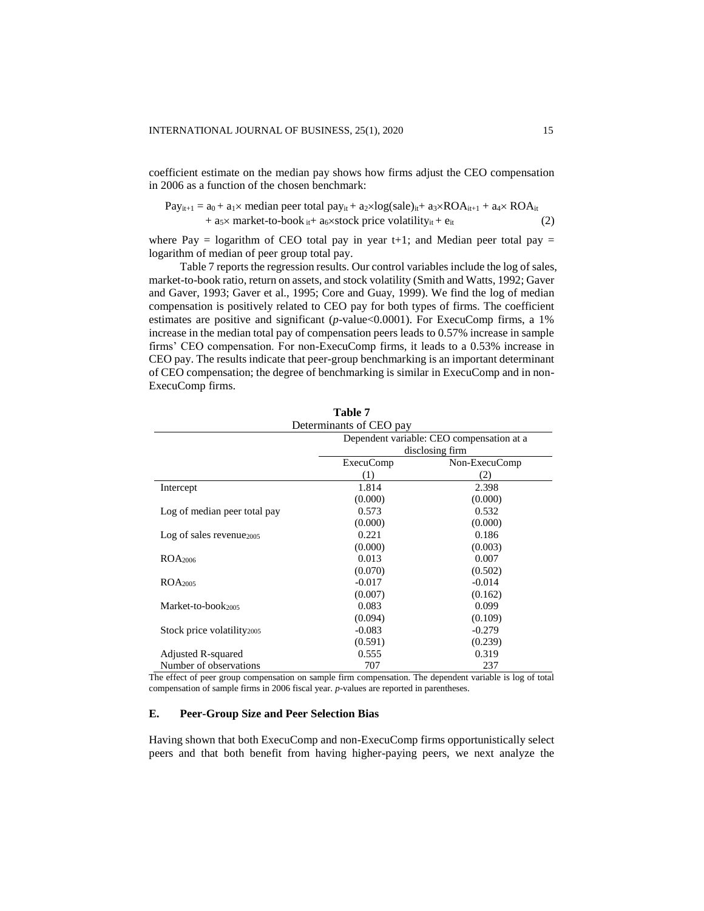coefficient estimate on the median pay shows how firms adjust the CEO compensation in 2006 as a function of the chosen benchmark:

$$\text{Pay}_{it+1} = a_0 + a_1 \times \text{median peer total pay}_{it} + a_2 \times \log(\text{sale})_{it} + a_3 \times \text{ROA}_{it+1} + a_4 \times \text{ROA}_{it} + a_5 \times \text{market-to-book}_{it} + a_6 \times \text{stock price volatility}_{it} + e_{it} \quad (2)$$

where Pay = logarithm of CEO total pay in year t+1; and Median peer total pay = logarithm of median of peer group total pay.

Table 7 reports the regression results. Our control variables include the log of sales, market-to-book ratio, return on assets, and stock volatility (Smith and Watts, 1992; Gaver and Gaver, 1993; Gaver et al., 1995; Core and Guay, 1999). We find the log of median compensation is positively related to CEO pay for both types of firms. The coefficient estimates are positive and significant (*p*-value<0.0001). For ExecuComp firms, a 1% increase in the median total pay of compensation peers leads to 0.57% increase in sample firms' CEO compensation. For non-ExecuComp firms, it leads to a 0.53% increase in CEO pay. The results indicate that peer-group benchmarking is an important determinant of CEO compensation; the degree of benchmarking is similar in ExecuComp and in non-ExecuComp firms.

**Table 7**
Determinants of CEO pay

| | Dependent variable: CEO compensation at a disclosing firm | |
|---|---|---|
| | ExecuComp | Non-ExecuComp |
| | (1) | (2) |
| Intercept | 1.814 | 2.398 |
| | (0.000) | (0.000) |
| Log of median peer total pay | 0.573 | 0.532 |
| | (0.000) | (0.000) |
| Log of sales revenue$_{2005}$ | 0.221 | 0.186 |
| | (0.000) | (0.003) |
| ROA$_{2006}$ | 0.013 | 0.007 |
| | (0.070) | (0.502) |
| ROA$_{2005}$ | -0.017 | -0.014 |
| | (0.007) | (0.162) |
| Market-to-book$_{2005}$ | 0.083 | 0.099 |
| | (0.094) | (0.109) |
| Stock price volatility$_{2005}$ | -0.083 | -0.279 |
| | (0.591) | (0.239) |
| Adjusted R-squared | 0.555 | 0.319 |
| Number of observations | 707 | 237 |

The effect of peer group compensation on sample firm compensation. The dependent variable is log of total compensation of sample firms in 2006 fiscal year. *p*-values are reported in parentheses.

### E. Peer-Group Size and Peer Selection Bias

Having shown that both ExecuComp and non-ExecuComp firms opportunistically select peers and that both benefit from having higher-paying peers, we next analyze the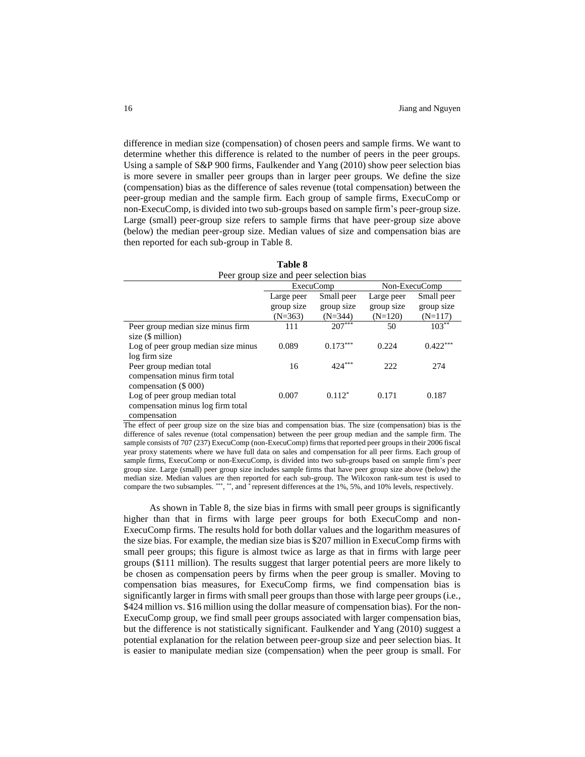difference in median size (compensation) of chosen peers and sample firms. We want to determine whether this difference is related to the number of peers in the peer groups. Using a sample of S&P 900 firms, Faulkender and Yang (2010) show peer selection bias is more severe in smaller peer groups than in larger peer groups. We define the size (compensation) bias as the difference of sales revenue (total compensation) between the peer-group median and the sample firm. Each group of sample firms, ExecuComp or non-ExecuComp, is divided into two sub-groups based on sample firm's peer-group size. Large (small) peer-group size refers to sample firms that have peer-group size above (below) the median peer-group size. Median values of size and compensation bias are then reported for each sub-group in Table 8.

**Table 8**

Peer group size and peer selection bias

| | ExecuComp | | Non-ExecuComp | |
|---|---|---|---|---|
| | Large peer group size (N=363) | Small peer group size (N=344) | Large peer group size (N=120) | Small peer group size (N=117) |
| Peer group median size minus firm size ($ million) | 111 | 207*** | 50 | 103** |
| Log of peer group median size minus log firm size | 0.089 | 0.173*** | 0.224 | 0.422*** |
| Peer group median total compensation minus firm total compensation ($ 000) | 16 | 424*** | 222 | 274 |
| Log of peer group median total compensation minus log firm total compensation | 0.007 | 0.112* | 0.171 | 0.187 |

The effect of peer group size on the size bias and compensation bias. The size (compensation) bias is the difference of sales revenue (total compensation) between the peer group median and the sample firm. The sample consists of 707 (237) ExecuComp (non-ExecuComp) firms that reported peer groups in their 2006 fiscal year proxy statements where we have full data on sales and compensation for all peer firms. Each group of sample firms, ExecuComp or non-ExecuComp, is divided into two sub-groups based on sample firm's peer group size. Large (small) peer group size includes sample firms that have peer group size above (below) the median size. Median values are then reported for each sub-group. The Wilcoxon rank-sum test is used to compare the two subsamples. ***, **, and * represent differences at the 1%, 5%, and 10% levels, respectively.

As shown in Table 8, the size bias in firms with small peer groups is significantly higher than that in firms with large peer groups for both ExecuComp and non-ExecuComp firms. The results hold for both dollar values and the logarithm measures of the size bias. For example, the median size bias is $207 million in ExecuComp firms with small peer groups; this figure is almost twice as large as that in firms with large peer groups ($111 million). The results suggest that larger potential peers are more likely to be chosen as compensation peers by firms when the peer group is smaller. Moving to compensation bias measures, for ExecuComp firms, we find compensation bias is significantly larger in firms with small peer groups than those with large peer groups (i.e., $424 million vs. $16 million using the dollar measure of compensation bias). For the non-ExecuComp group, we find small peer groups associated with larger compensation bias, but the difference is not statistically significant. Faulkender and Yang (2010) suggest a potential explanation for the relation between peer-group size and peer selection bias. It is easier to manipulate median size (compensation) when the peer group is small. For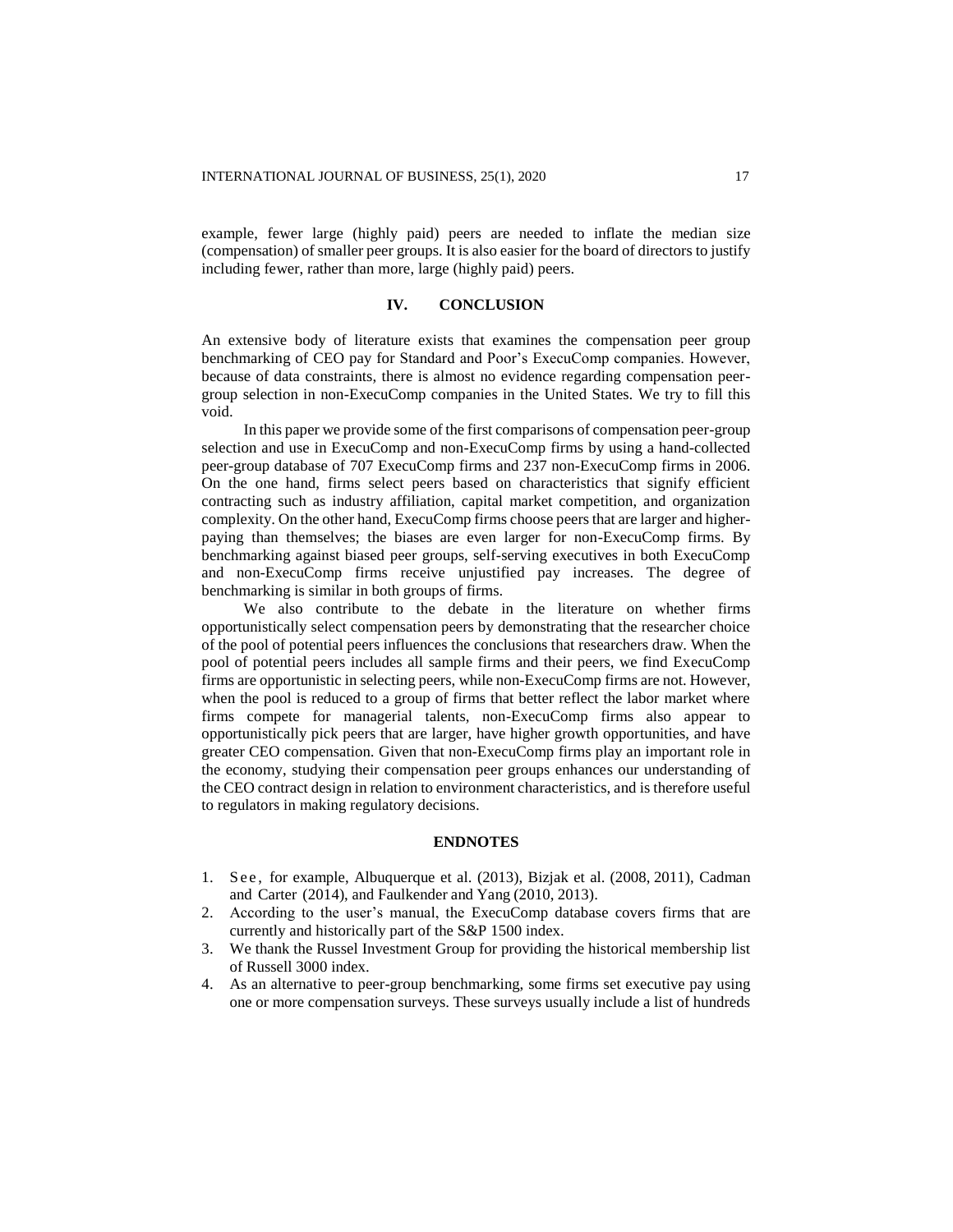example, fewer large (highly paid) peers are needed to inflate the median size (compensation) of smaller peer groups. It is also easier for the board of directors to justify including fewer, rather than more, large (highly paid) peers.

## IV. CONCLUSION

An extensive body of literature exists that examines the compensation peer group benchmarking of CEO pay for Standard and Poor's ExecuComp companies. However, because of data constraints, there is almost no evidence regarding compensation peer-group selection in non-ExecuComp companies in the United States. We try to fill this void.

In this paper we provide some of the first comparisons of compensation peer-group selection and use in ExecuComp and non-ExecuComp firms by using a hand-collected peer-group database of 707 ExecuComp firms and 237 non-ExecuComp firms in 2006. On the one hand, firms select peers based on characteristics that signify efficient contracting such as industry affiliation, capital market competition, and organization complexity. On the other hand, ExecuComp firms choose peers that are larger and higher-paying than themselves; the biases are even larger for non-ExecuComp firms. By benchmarking against biased peer groups, self-serving executives in both ExecuComp and non-ExecuComp firms receive unjustified pay increases. The degree of benchmarking is similar in both groups of firms.

We also contribute to the debate in the literature on whether firms opportunistically select compensation peers by demonstrating that the researcher choice of the pool of potential peers influences the conclusions that researchers draw. When the pool of potential peers includes all sample firms and their peers, we find ExecuComp firms are opportunistic in selecting peers, while non-ExecuComp firms are not. However, when the pool is reduced to a group of firms that better reflect the labor market where firms compete for managerial talents, non-ExecuComp firms also appear to opportunistically pick peers that are larger, have higher growth opportunities, and have greater CEO compensation. Given that non-ExecuComp firms play an important role in the economy, studying their compensation peer groups enhances our understanding of the CEO contract design in relation to environment characteristics, and is therefore useful to regulators in making regulatory decisions.

## ENDNOTES

1. See, for example, Albuquerque et al. (2013), Bizjak et al. (2008, 2011), Cadman and Carter (2014), and Faulkender and Yang (2010, 2013).
2. According to the user's manual, the ExecuComp database covers firms that are currently and historically part of the S&P 1500 index.
3. We thank the Russel Investment Group for providing the historical membership list of Russell 3000 index.
4. As an alternative to peer-group benchmarking, some firms set executive pay using one or more compensation surveys. These surveys usually include a list of hundreds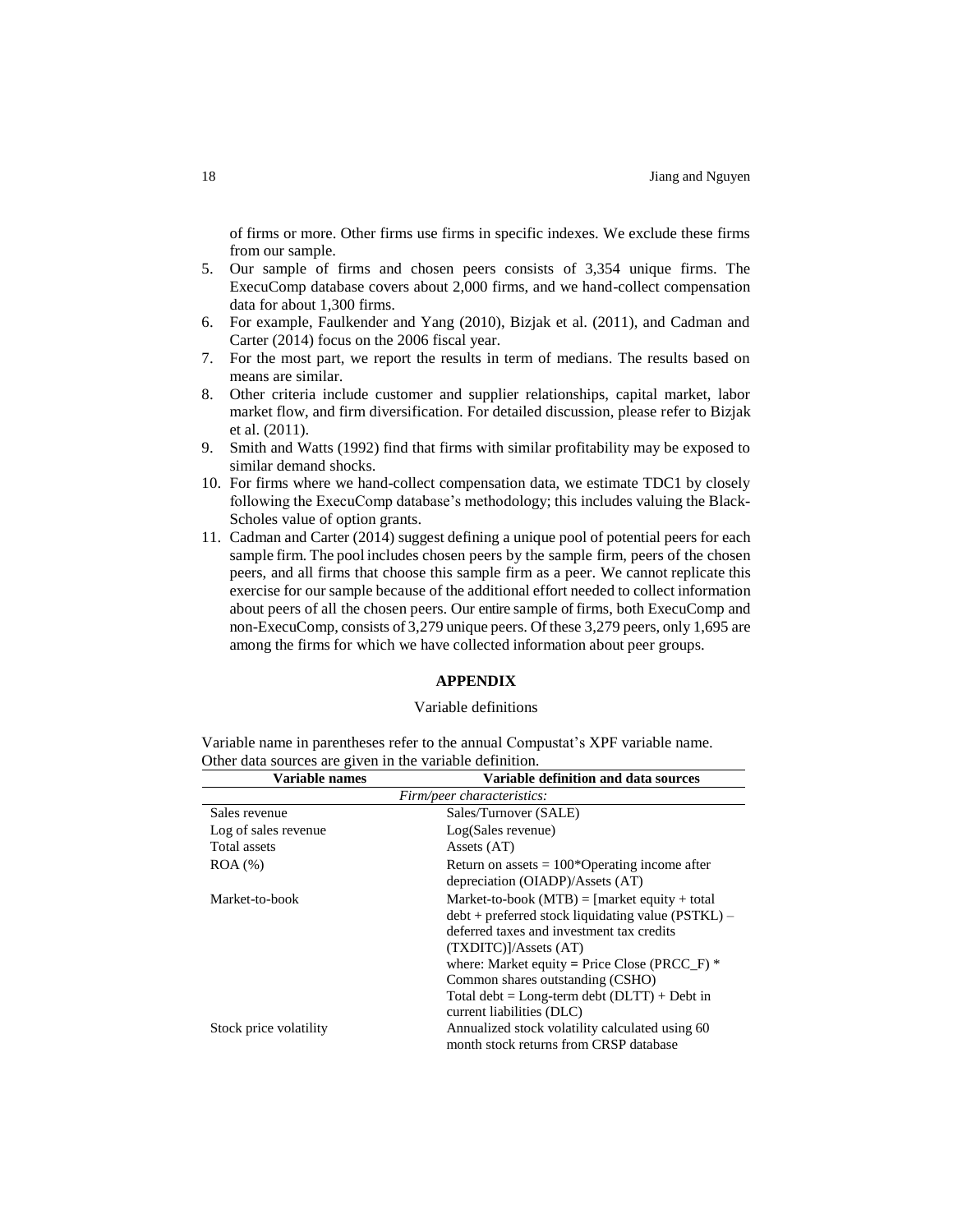of firms or more. Other firms use firms in specific indexes. We exclude these firms from our sample.

5. Our sample of firms and chosen peers consists of 3,354 unique firms. The ExecuComp database covers about 2,000 firms, and we hand-collect compensation data for about 1,300 firms.
6. For example, Faulkender and Yang (2010), Bizjak et al. (2011), and Cadman and Carter (2014) focus on the 2006 fiscal year.
7. For the most part, we report the results in term of medians. The results based on means are similar.
8. Other criteria include customer and supplier relationships, capital market, labor market flow, and firm diversification. For detailed discussion, please refer to Bizjak et al. (2011).
9. Smith and Watts (1992) find that firms with similar profitability may be exposed to similar demand shocks.
10. For firms where we hand-collect compensation data, we estimate TDC1 by closely following the ExecuComp database's methodology; this includes valuing the Black-Scholes value of option grants.
11. Cadman and Carter (2014) suggest defining a unique pool of potential peers for each sample firm. The pool includes chosen peers by the sample firm, peers of the chosen peers, and all firms that choose this sample firm as a peer. We cannot replicate this exercise for our sample because of the additional effort needed to collect information about peers of all the chosen peers. Our entire sample of firms, both ExecuComp and non-ExecuComp, consists of 3,279 unique peers. Of these 3,279 peers, only 1,695 are among the firms for which we have collected information about peer groups.

## APPENDIX

### Variable definitions

Variable name in parentheses refer to the annual Compustat's XPF variable name. Other data sources are given in the variable definition.

| Variable names | Variable definition and data sources |
|---|---|
| *Firm/peer characteristics:* | |
| Sales revenue | Sales/Turnover (SALE) |
| Log of sales revenue | Log(Sales revenue) |
| Total assets | Assets (AT) |
| ROA (%) | Return on assets = 100*Operating income after depreciation (OIADP)/Assets (AT) |
| Market-to-book | Market-to-book (MTB) = [market equity + total debt + preferred stock liquidating value (PSTKL) – deferred taxes and investment tax credits (TXDITC)]/Assets (AT)<br>where: Market equity = Price Close (PRCC_F) * Common shares outstanding (CSHO)<br>Total debt = Long-term debt (DLTT) + Debt in current liabilities (DLC) |
| Stock price volatility | Annualized stock volatility calculated using 60 month stock returns from CRSP database |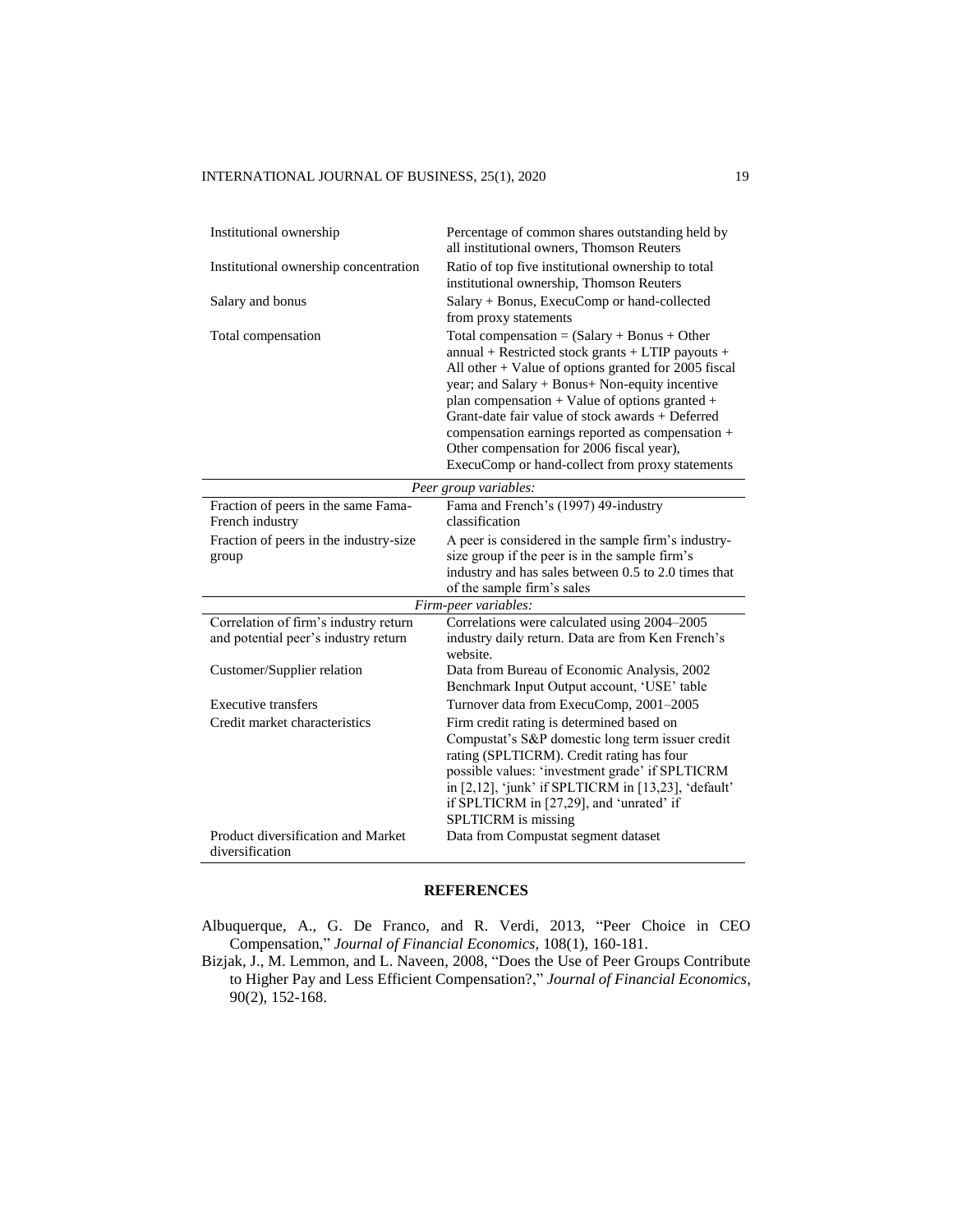| | |
|---|---|
| Institutional ownership | Percentage of common shares outstanding held by all institutional owners, Thomson Reuters |
| Institutional ownership concentration | Ratio of top five institutional ownership to total institutional ownership, Thomson Reuters |
| Salary and bonus | Salary + Bonus, ExecuComp or hand-collected from proxy statements |
| Total compensation | Total compensation = (Salary + Bonus + Other annual + Restricted stock grants + LTIP payouts + All other + Value of options granted for 2005 fiscal year; and Salary + Bonus+ Non-equity incentive plan compensation + Value of options granted + Grant-date fair value of stock awards + Deferred compensation earnings reported as compensation + Other compensation for 2006 fiscal year), ExecuComp or hand-collect from proxy statements |
| *Peer group variables:* | |
| Fraction of peers in the same Fama-French industry | Fama and French's (1997) 49-industry classification |
| Fraction of peers in the industry-size group | A peer is considered in the sample firm's industry-size group if the peer is in the sample firm's industry and has sales between 0.5 to 2.0 times that of the sample firm's sales |
| *Firm-peer variables:* | |
| Correlation of firm's industry return and potential peer's industry return | Correlations were calculated using 2004–2005 industry daily return. Data are from Ken French's website. |
| Customer/Supplier relation | Data from Bureau of Economic Analysis, 2002 Benchmark Input Output account, 'USE' table |
| Executive transfers | Turnover data from ExecuComp, 2001–2005 |
| Credit market characteristics | Firm credit rating is determined based on Compustat's S&P domestic long term issuer credit rating (SPLTICRM). Credit rating has four possible values: 'investment grade' if SPLTICRM in [2,12], 'junk' if SPLTICRM in [13,23], 'default' if SPLTICRM in [27,29], and 'unrated' if SPLTICRM is missing |
| Product diversification and Market diversification | Data from Compustat segment dataset |

## REFERENCES

Albuquerque, A., G. De Franco, and R. Verdi, 2013, "Peer Choice in CEO Compensation," *Journal of Financial Economics*, 108(1), 160-181.

Bizjak, J., M. Lemmon, and L. Naveen, 2008, "Does the Use of Peer Groups Contribute to Higher Pay and Less Efficient Compensation?," *Journal of Financial Economics*, 90(2), 152-168.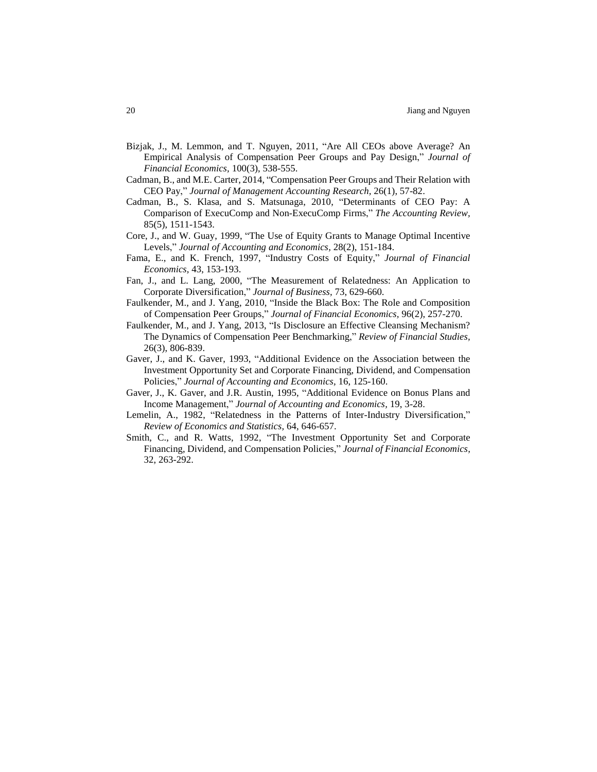Bizjak, J., M. Lemmon, and T. Nguyen, 2011, "Are All CEOs above Average? An Empirical Analysis of Compensation Peer Groups and Pay Design," *Journal of Financial Economics*, 100(3), 538-555.

Cadman, B., and M.E. Carter, 2014, "Compensation Peer Groups and Their Relation with CEO Pay," *Journal of Management Accounting Research*, 26(1), 57-82.

Cadman, B., S. Klasa, and S. Matsunaga, 2010, "Determinants of CEO Pay: A Comparison of ExecuComp and Non-ExecuComp Firms," *The Accounting Review*, 85(5), 1511-1543.

Core, J., and W. Guay, 1999, "The Use of Equity Grants to Manage Optimal Incentive Levels," *Journal of Accounting and Economics*, 28(2), 151-184.

Fama, E., and K. French, 1997, "Industry Costs of Equity," *Journal of Financial Economics*, 43, 153-193.

Fan, J., and L. Lang, 2000, "The Measurement of Relatedness: An Application to Corporate Diversification," *Journal of Business*, 73, 629-660.

Faulkender, M., and J. Yang, 2010, "Inside the Black Box: The Role and Composition of Compensation Peer Groups," *Journal of Financial Economics*, 96(2), 257-270.

Faulkender, M., and J. Yang, 2013, "Is Disclosure an Effective Cleansing Mechanism? The Dynamics of Compensation Peer Benchmarking," *Review of Financial Studies*, 26(3), 806-839.

Gaver, J., and K. Gaver, 1993, "Additional Evidence on the Association between the Investment Opportunity Set and Corporate Financing, Dividend, and Compensation Policies," *Journal of Accounting and Economics*, 16, 125-160.

Gaver, J., K. Gaver, and J.R. Austin, 1995, "Additional Evidence on Bonus Plans and Income Management," *Journal of Accounting and Economics*, 19, 3-28.

Lemelin, A., 1982, "Relatedness in the Patterns of Inter-Industry Diversification," *Review of Economics and Statistics*, 64, 646-657.

Smith, C., and R. Watts, 1992, "The Investment Opportunity Set and Corporate Financing, Dividend, and Compensation Policies," *Journal of Financial Economics*, 32, 263-292.